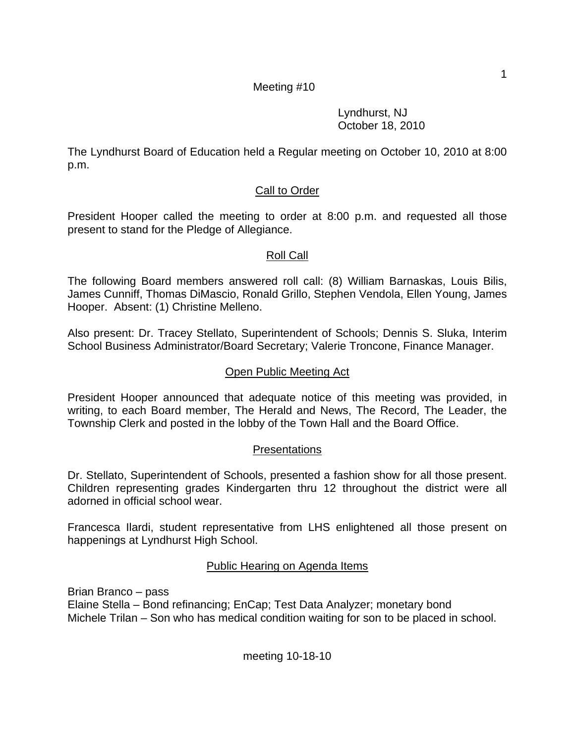Meeting #10

Lyndhurst, NJ
October 18, 2010

The Lyndhurst Board of Education held a Regular meeting on October 10, 2010 at 8:00 p.m.

## Call to Order

President Hooper called the meeting to order at 8:00 p.m. and requested all those present to stand for the Pledge of Allegiance.

## Roll Call

The following Board members answered roll call: (8) William Barnaskas, Louis Bilis, James Cunniff, Thomas DiMascio, Ronald Grillo, Stephen Vendola, Ellen Young, James Hooper. Absent: (1) Christine Melleno.

Also present: Dr. Tracey Stellato, Superintendent of Schools; Dennis S. Sluka, Interim School Business Administrator/Board Secretary; Valerie Troncone, Finance Manager.

## Open Public Meeting Act

President Hooper announced that adequate notice of this meeting was provided, in writing, to each Board member, The Herald and News, The Record, The Leader, the Township Clerk and posted in the lobby of the Town Hall and the Board Office.

## Presentations

Dr. Stellato, Superintendent of Schools, presented a fashion show for all those present. Children representing grades Kindergarten thru 12 throughout the district were all adorned in official school wear.

Francesca Ilardi, student representative from LHS enlightened all those present on happenings at Lyndhurst High School.

## Public Hearing on Agenda Items

Brian Branco – pass
Elaine Stella – Bond refinancing; EnCap; Test Data Analyzer; monetary bond
Michele Trilan – Son who has medical condition waiting for son to be placed in school.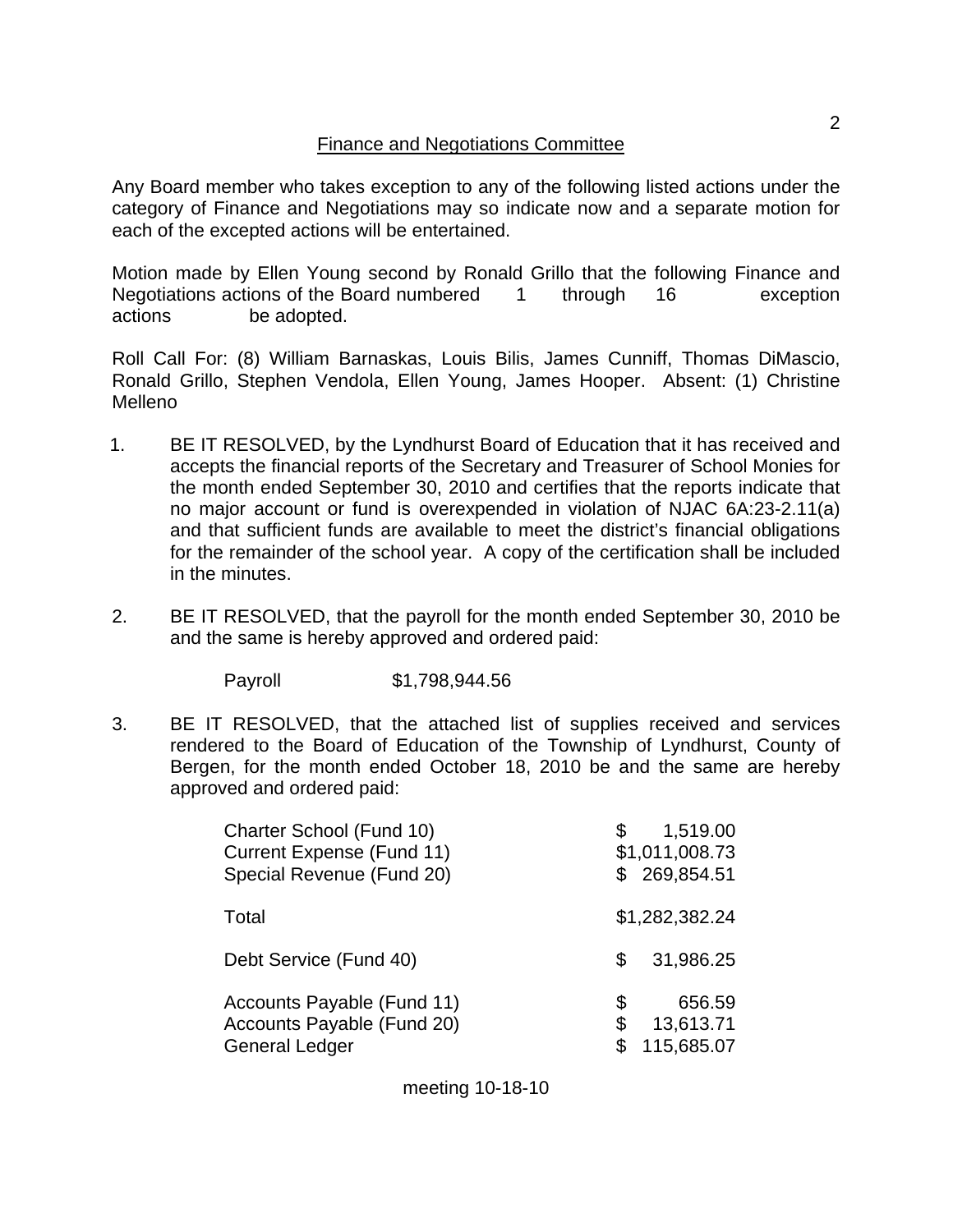## Finance and Negotiations Committee

Any Board member who takes exception to any of the following listed actions under the category of Finance and Negotiations may so indicate now and a separate motion for each of the excepted actions will be entertained.

Motion made by Ellen Young second by Ronald Grillo that the following Finance and Negotiations actions of the Board numbered 1 through 16 exception actions be adopted.

Roll Call For: (8) William Barnaskas, Louis Bilis, James Cunniff, Thomas DiMascio, Ronald Grillo, Stephen Vendola, Ellen Young, James Hooper. Absent: (1) Christine Melleno

1. BE IT RESOLVED, by the Lyndhurst Board of Education that it has received and accepts the financial reports of the Secretary and Treasurer of School Monies for the month ended September 30, 2010 and certifies that the reports indicate that no major account or fund is overexpended in violation of NJAC 6A:23-2.11(a) and that sufficient funds are available to meet the district's financial obligations for the remainder of the school year. A copy of the certification shall be included in the minutes.

2. BE IT RESOLVED, that the payroll for the month ended September 30, 2010 be and the same is hereby approved and ordered paid:

   Payroll $1,798,944.56

3. BE IT RESOLVED, that the attached list of supplies received and services rendered to the Board of Education of the Township of Lyndhurst, County of Bergen, for the month ended October 18, 2010 be and the same are hereby approved and ordered paid:

| | |
|---|---|
| Charter School (Fund 10) | $ 1,519.00 |
| Current Expense (Fund 11) | $1,011,008.73 |
| Special Revenue (Fund 20) | $ 269,854.51 |
| Total | $1,282,382.24 |
| Debt Service (Fund 40) | $ 31,986.25 |
| Accounts Payable (Fund 11) | $ 656.59 |
| Accounts Payable (Fund 20) | $ 13,613.71 |
| General Ledger | $ 115,685.07 |

meeting 10-18-10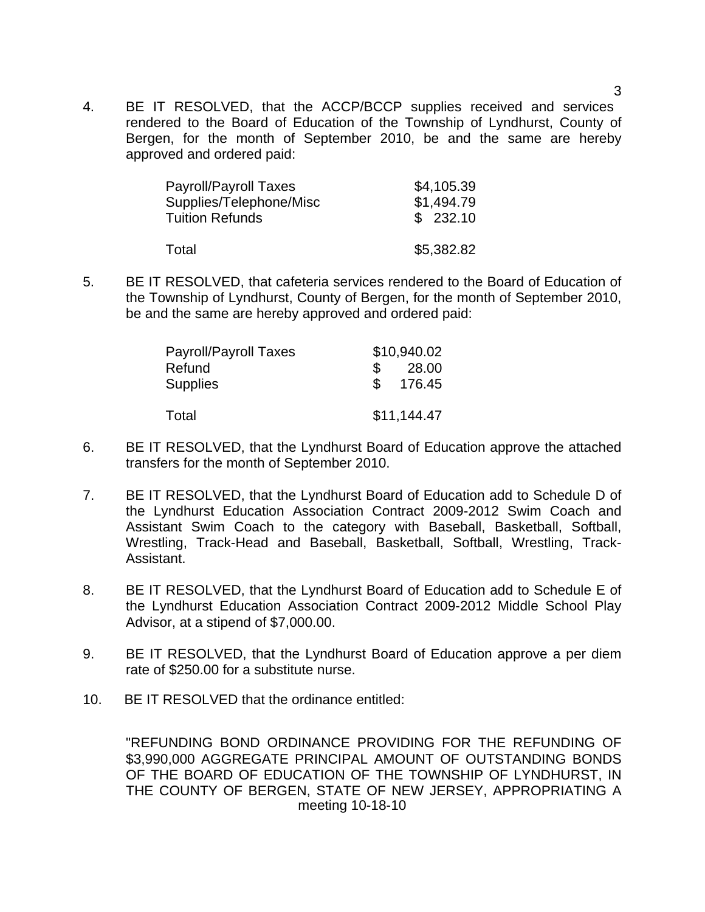4. BE IT RESOLVED, that the ACCP/BCCP supplies received and services rendered to the Board of Education of the Township of Lyndhurst, County of Bergen, for the month of September 2010, be and the same are hereby approved and ordered paid:

| | |
|---|---|
| Payroll/Payroll Taxes | $4,105.39 |
| Supplies/Telephone/Misc | $1,494.79 |
| Tuition Refunds | $ 232.10 |
| Total | $5,382.82 |

5. BE IT RESOLVED, that cafeteria services rendered to the Board of Education of the Township of Lyndhurst, County of Bergen, for the month of September 2010, be and the same are hereby approved and ordered paid:

| | |
|---|---|
| Payroll/Payroll Taxes | $10,940.02 |
| Refund | $ 28.00 |
| Supplies | $ 176.45 |
| Total | $11,144.47 |

6. BE IT RESOLVED, that the Lyndhurst Board of Education approve the attached transfers for the month of September 2010.

7. BE IT RESOLVED, that the Lyndhurst Board of Education add to Schedule D of the Lyndhurst Education Association Contract 2009-2012 Swim Coach and Assistant Swim Coach to the category with Baseball, Basketball, Softball, Wrestling, Track-Head and Baseball, Basketball, Softball, Wrestling, Track-Assistant.

8. BE IT RESOLVED, that the Lyndhurst Board of Education add to Schedule E of the Lyndhurst Education Association Contract 2009-2012 Middle School Play Advisor, at a stipend of $7,000.00.

9. BE IT RESOLVED, that the Lyndhurst Board of Education approve a per diem rate of $250.00 for a substitute nurse.

10. BE IT RESOLVED that the ordinance entitled:

"REFUNDING BOND ORDINANCE PROVIDING FOR THE REFUNDING OF $3,990,000 AGGREGATE PRINCIPAL AMOUNT OF OUTSTANDING BONDS OF THE BOARD OF EDUCATION OF THE TOWNSHIP OF LYNDHURST, IN THE COUNTY OF BERGEN, STATE OF NEW JERSEY, APPROPRIATING A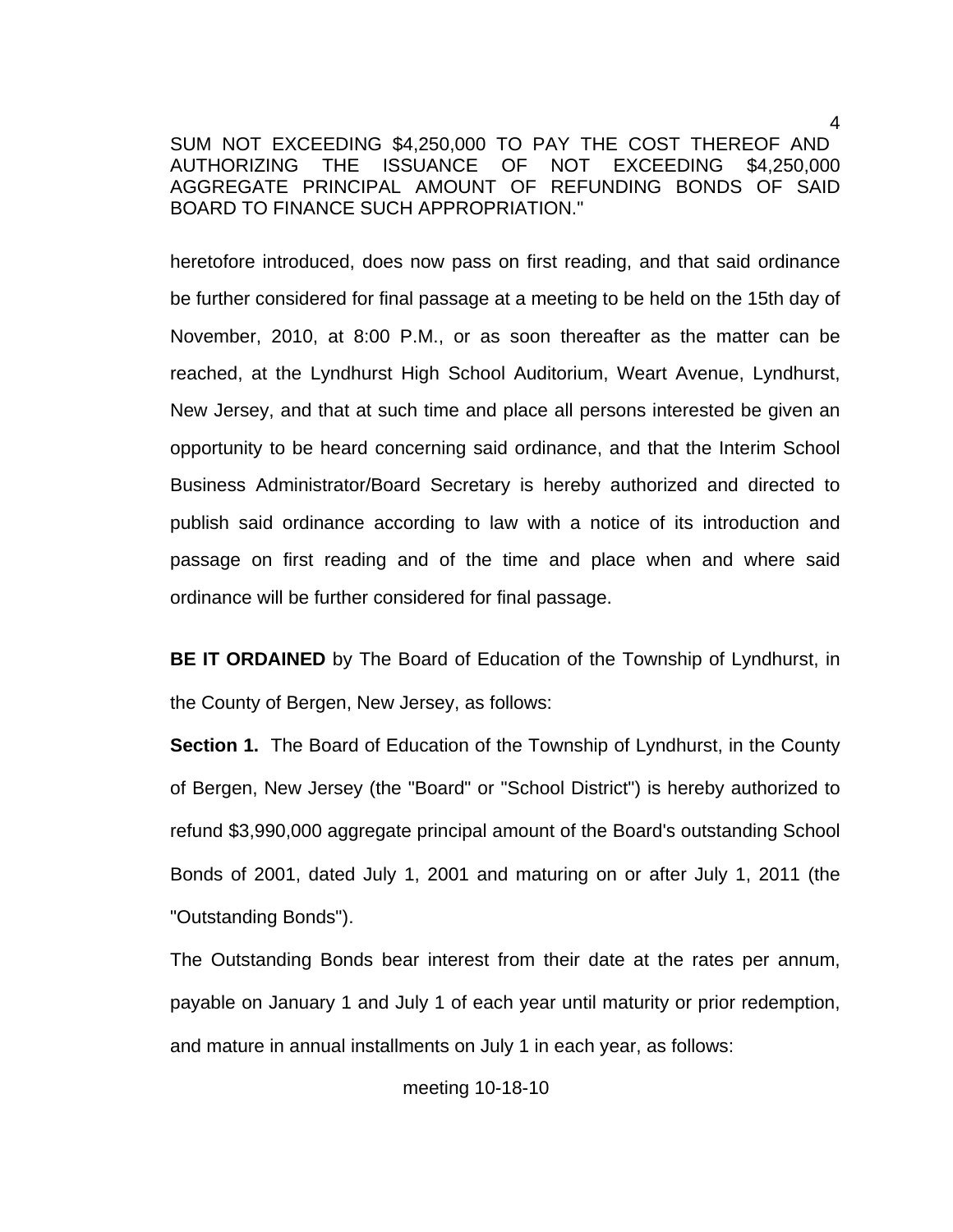SUM NOT EXCEEDING $4,250,000 TO PAY THE COST THEREOF AND AUTHORIZING THE ISSUANCE OF NOT EXCEEDING $4,250,000 AGGREGATE PRINCIPAL AMOUNT OF REFUNDING BONDS OF SAID BOARD TO FINANCE SUCH APPROPRIATION."

heretofore introduced, does now pass on first reading, and that said ordinance be further considered for final passage at a meeting to be held on the 15th day of November, 2010, at 8:00 P.M., or as soon thereafter as the matter can be reached, at the Lyndhurst High School Auditorium, Weart Avenue, Lyndhurst, New Jersey, and that at such time and place all persons interested be given an opportunity to be heard concerning said ordinance, and that the Interim School Business Administrator/Board Secretary is hereby authorized and directed to publish said ordinance according to law with a notice of its introduction and passage on first reading and of the time and place when and where said ordinance will be further considered for final passage.

**BE IT ORDAINED** by The Board of Education of the Township of Lyndhurst, in the County of Bergen, New Jersey, as follows:

**Section 1.** The Board of Education of the Township of Lyndhurst, in the County of Bergen, New Jersey (the "Board" or "School District") is hereby authorized to refund $3,990,000 aggregate principal amount of the Board's outstanding School Bonds of 2001, dated July 1, 2001 and maturing on or after July 1, 2011 (the "Outstanding Bonds").

The Outstanding Bonds bear interest from their date at the rates per annum, payable on January 1 and July 1 of each year until maturity or prior redemption, and mature in annual installments on July 1 in each year, as follows: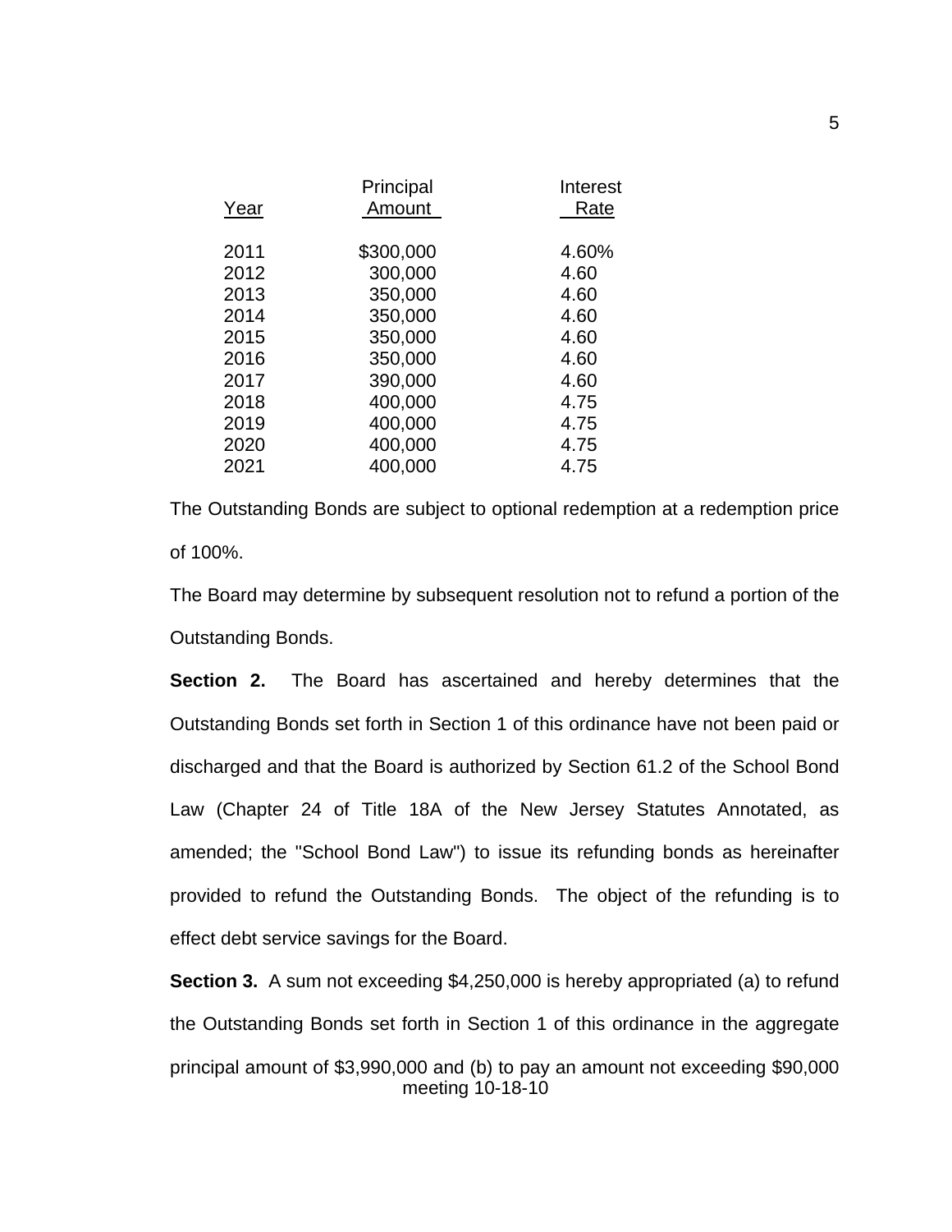| Year | Principal Amount | Interest Rate |
|---|---|---|
| 2011 | $300,000 | 4.60% |
| 2012 | 300,000 | 4.60 |
| 2013 | 350,000 | 4.60 |
| 2014 | 350,000 | 4.60 |
| 2015 | 350,000 | 4.60 |
| 2016 | 350,000 | 4.60 |
| 2017 | 390,000 | 4.60 |
| 2018 | 400,000 | 4.75 |
| 2019 | 400,000 | 4.75 |
| 2020 | 400,000 | 4.75 |
| 2021 | 400,000 | 4.75 |

The Outstanding Bonds are subject to optional redemption at a redemption price of 100%.

The Board may determine by subsequent resolution not to refund a portion of the Outstanding Bonds.

**Section 2.** The Board has ascertained and hereby determines that the Outstanding Bonds set forth in Section 1 of this ordinance have not been paid or discharged and that the Board is authorized by Section 61.2 of the School Bond Law (Chapter 24 of Title 18A of the New Jersey Statutes Annotated, as amended; the "School Bond Law") to issue its refunding bonds as hereinafter provided to refund the Outstanding Bonds. The object of the refunding is to effect debt service savings for the Board.

**Section 3.** A sum not exceeding $4,250,000 is hereby appropriated (a) to refund the Outstanding Bonds set forth in Section 1 of this ordinance in the aggregate principal amount of $3,990,000 and (b) to pay an amount not exceeding $90,000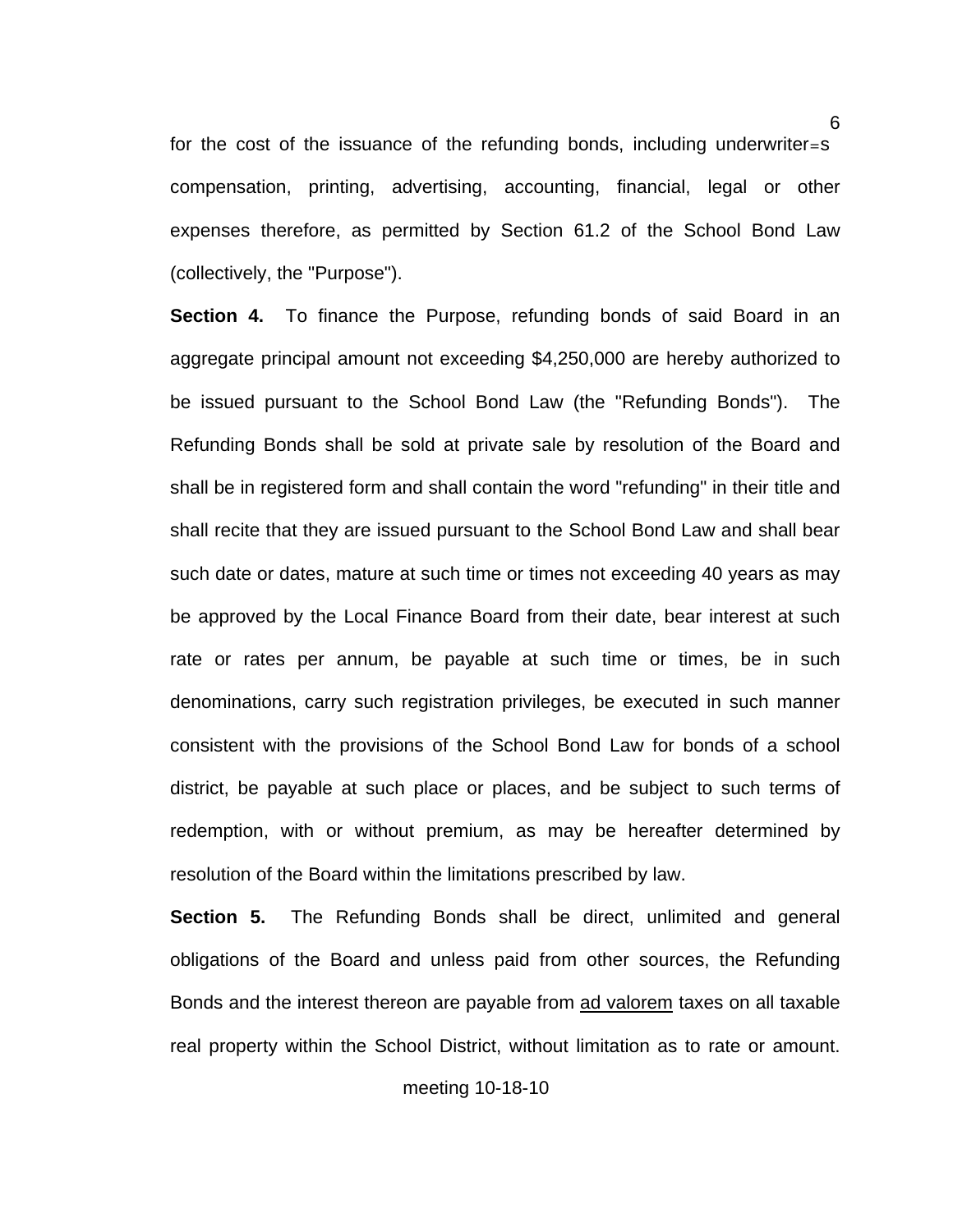for the cost of the issuance of the refunding bonds, including underwriter=s compensation, printing, advertising, accounting, financial, legal or other expenses therefore, as permitted by Section 61.2 of the School Bond Law (collectively, the "Purpose").

**Section 4.** To finance the Purpose, refunding bonds of said Board in an aggregate principal amount not exceeding $4,250,000 are hereby authorized to be issued pursuant to the School Bond Law (the "Refunding Bonds"). The Refunding Bonds shall be sold at private sale by resolution of the Board and shall be in registered form and shall contain the word "refunding" in their title and shall recite that they are issued pursuant to the School Bond Law and shall bear such date or dates, mature at such time or times not exceeding 40 years as may be approved by the Local Finance Board from their date, bear interest at such rate or rates per annum, be payable at such time or times, be in such denominations, carry such registration privileges, be executed in such manner consistent with the provisions of the School Bond Law for bonds of a school district, be payable at such place or places, and be subject to such terms of redemption, with or without premium, as may be hereafter determined by resolution of the Board within the limitations prescribed by law.

**Section 5.** The Refunding Bonds shall be direct, unlimited and general obligations of the Board and unless paid from other sources, the Refunding Bonds and the interest thereon are payable from ad valorem taxes on all taxable real property within the School District, without limitation as to rate or amount.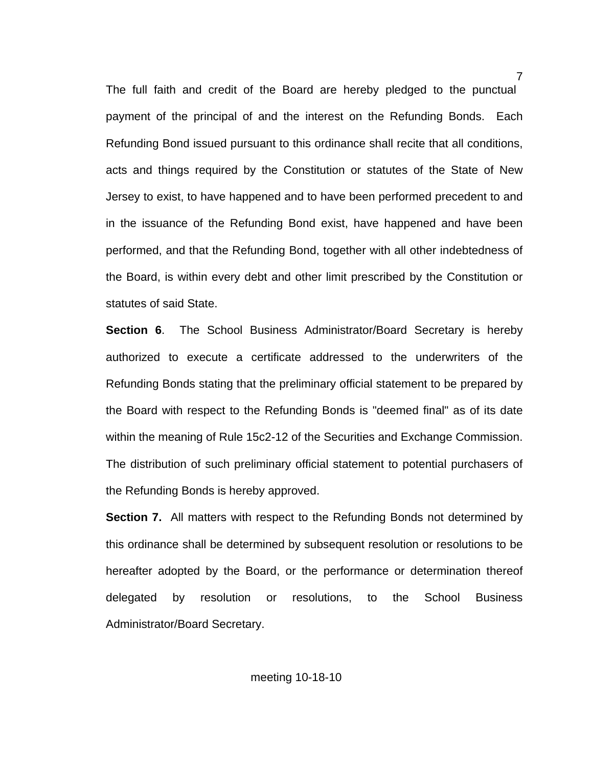The full faith and credit of the Board are hereby pledged to the punctual payment of the principal of and the interest on the Refunding Bonds. Each Refunding Bond issued pursuant to this ordinance shall recite that all conditions, acts and things required by the Constitution or statutes of the State of New Jersey to exist, to have happened and to have been performed precedent to and in the issuance of the Refunding Bond exist, have happened and have been performed, and that the Refunding Bond, together with all other indebtedness of the Board, is within every debt and other limit prescribed by the Constitution or statutes of said State.

**Section 6**. The School Business Administrator/Board Secretary is hereby authorized to execute a certificate addressed to the underwriters of the Refunding Bonds stating that the preliminary official statement to be prepared by the Board with respect to the Refunding Bonds is "deemed final" as of its date within the meaning of Rule 15c2-12 of the Securities and Exchange Commission. The distribution of such preliminary official statement to potential purchasers of the Refunding Bonds is hereby approved.

**Section 7.** All matters with respect to the Refunding Bonds not determined by this ordinance shall be determined by subsequent resolution or resolutions to be hereafter adopted by the Board, or the performance or determination thereof delegated by resolution or resolutions, to the School Business Administrator/Board Secretary.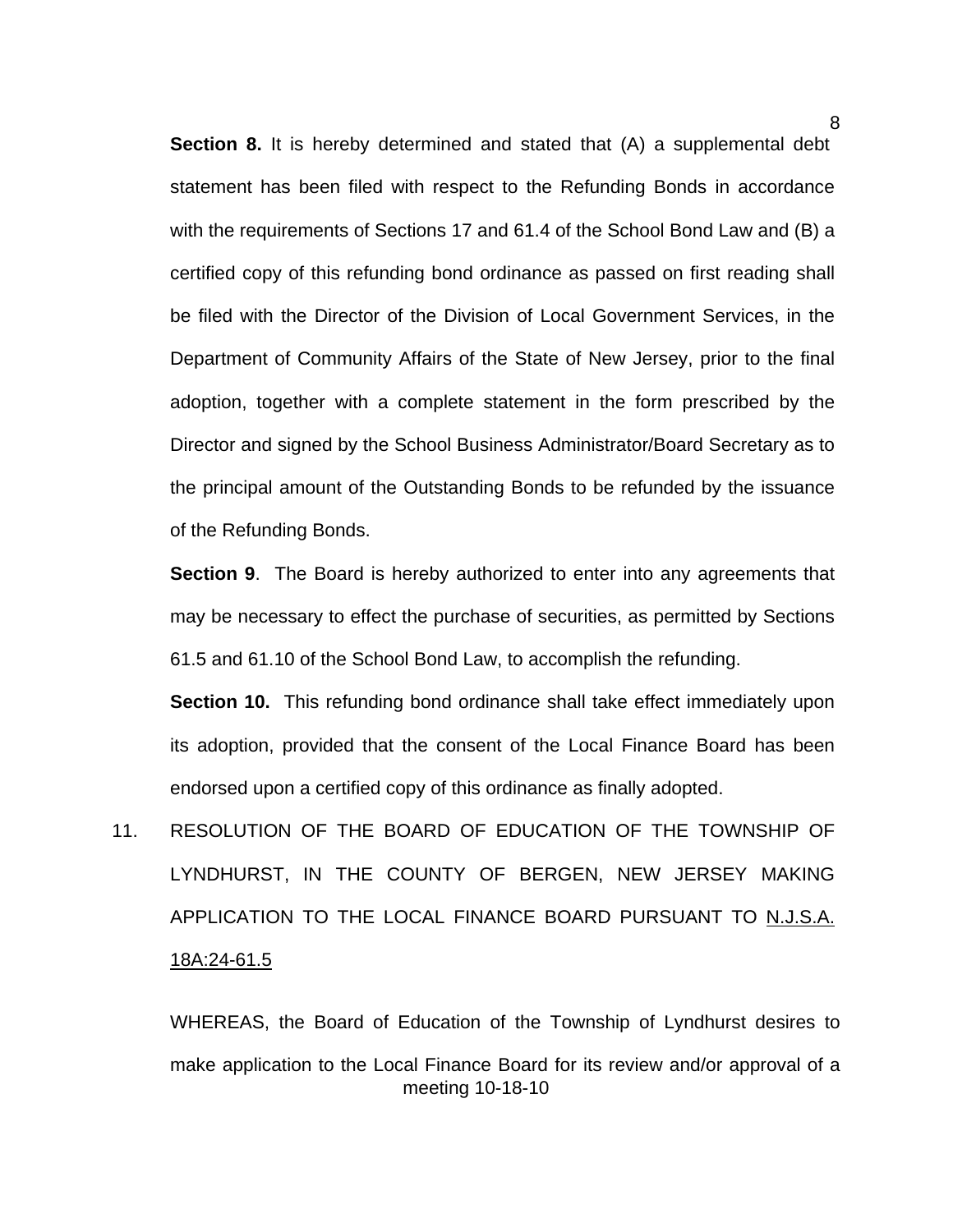**Section 8.** It is hereby determined and stated that (A) a supplemental debt statement has been filed with respect to the Refunding Bonds in accordance with the requirements of Sections 17 and 61.4 of the School Bond Law and (B) a certified copy of this refunding bond ordinance as passed on first reading shall be filed with the Director of the Division of Local Government Services, in the Department of Community Affairs of the State of New Jersey, prior to the final adoption, together with a complete statement in the form prescribed by the Director and signed by the School Business Administrator/Board Secretary as to the principal amount of the Outstanding Bonds to be refunded by the issuance of the Refunding Bonds.

**Section 9**. The Board is hereby authorized to enter into any agreements that may be necessary to effect the purchase of securities, as permitted by Sections 61.5 and 61.10 of the School Bond Law, to accomplish the refunding.

**Section 10.** This refunding bond ordinance shall take effect immediately upon its adoption, provided that the consent of the Local Finance Board has been endorsed upon a certified copy of this ordinance as finally adopted.

11. RESOLUTION OF THE BOARD OF EDUCATION OF THE TOWNSHIP OF LYNDHURST, IN THE COUNTY OF BERGEN, NEW JERSEY MAKING APPLICATION TO THE LOCAL FINANCE BOARD PURSUANT TO N.J.S.A. 18A:24-61.5

WHEREAS, the Board of Education of the Township of Lyndhurst desires to make application to the Local Finance Board for its review and/or approval of a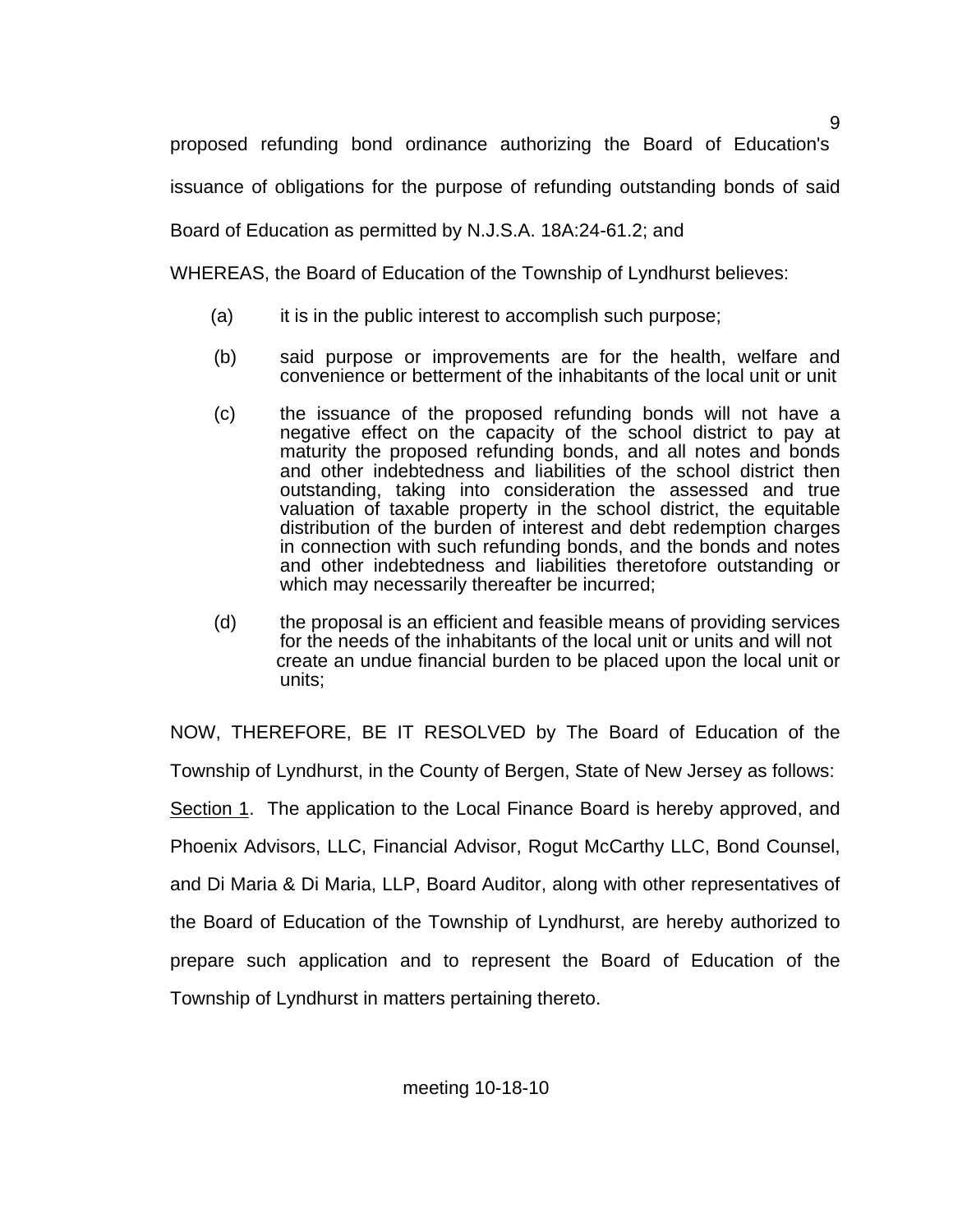proposed refunding bond ordinance authorizing the Board of Education's issuance of obligations for the purpose of refunding outstanding bonds of said Board of Education as permitted by N.J.S.A. 18A:24-61.2; and

WHEREAS, the Board of Education of the Township of Lyndhurst believes:

(a) it is in the public interest to accomplish such purpose;

(b) said purpose or improvements are for the health, welfare and convenience or betterment of the inhabitants of the local unit or unit

(c) the issuance of the proposed refunding bonds will not have a negative effect on the capacity of the school district to pay at maturity the proposed refunding bonds, and all notes and bonds and other indebtedness and liabilities of the school district then outstanding, taking into consideration the assessed and true valuation of taxable property in the school district, the equitable distribution of the burden of interest and debt redemption charges in connection with such refunding bonds, and the bonds and notes and other indebtedness and liabilities theretofore outstanding or which may necessarily thereafter be incurred;

(d) the proposal is an efficient and feasible means of providing services for the needs of the inhabitants of the local unit or units and will not create an undue financial burden to be placed upon the local unit or units;

NOW, THEREFORE, BE IT RESOLVED by The Board of Education of the Township of Lyndhurst, in the County of Bergen, State of New Jersey as follows:

Section 1. The application to the Local Finance Board is hereby approved, and Phoenix Advisors, LLC, Financial Advisor, Rogut McCarthy LLC, Bond Counsel, and Di Maria & Di Maria, LLP, Board Auditor, along with other representatives of the Board of Education of the Township of Lyndhurst, are hereby authorized to prepare such application and to represent the Board of Education of the Township of Lyndhurst in matters pertaining thereto.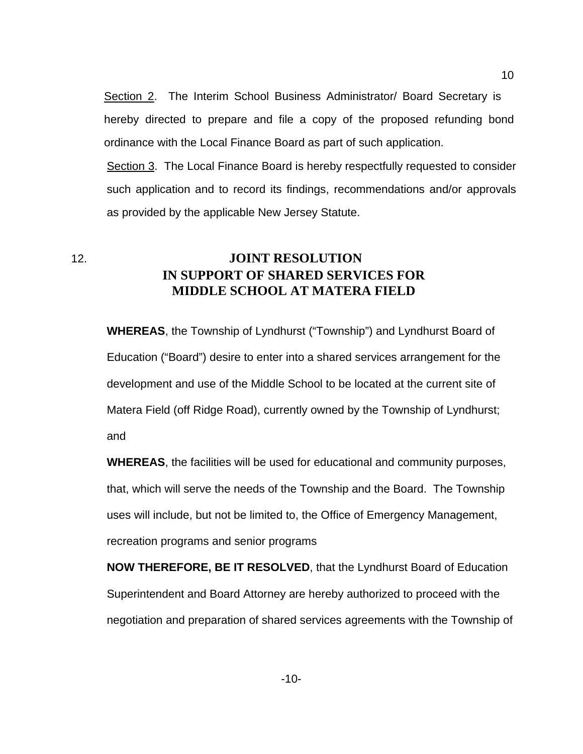Section 2. The Interim School Business Administrator/ Board Secretary is hereby directed to prepare and file a copy of the proposed refunding bond ordinance with the Local Finance Board as part of such application.

Section 3. The Local Finance Board is hereby respectfully requested to consider such application and to record its findings, recommendations and/or approvals as provided by the applicable New Jersey Statute.

12.

## JOINT RESOLUTION IN SUPPORT OF SHARED SERVICES FOR MIDDLE SCHOOL AT MATERA FIELD

**WHEREAS**, the Township of Lyndhurst ("Township") and Lyndhurst Board of Education ("Board") desire to enter into a shared services arrangement for the development and use of the Middle School to be located at the current site of Matera Field (off Ridge Road), currently owned by the Township of Lyndhurst; and

**WHEREAS**, the facilities will be used for educational and community purposes, that, which will serve the needs of the Township and the Board. The Township uses will include, but not be limited to, the Office of Emergency Management, recreation programs and senior programs

**NOW THEREFORE, BE IT RESOLVED**, that the Lyndhurst Board of Education Superintendent and Board Attorney are hereby authorized to proceed with the negotiation and preparation of shared services agreements with the Township of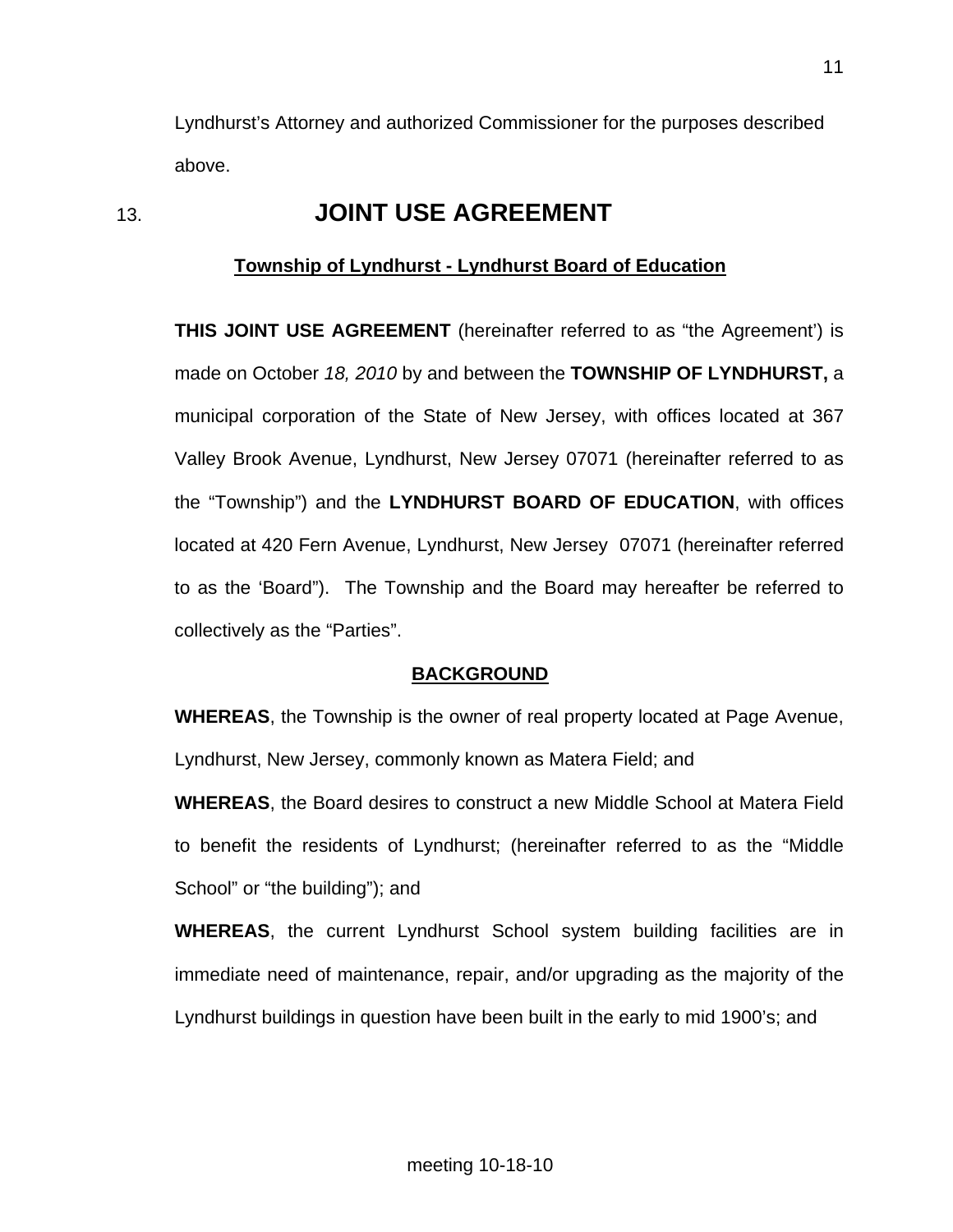Lyndhurst's Attorney and authorized Commissioner for the purposes described above.

13. **JOINT USE AGREEMENT**

**Township of Lyndhurst - Lyndhurst Board of Education**

**THIS JOINT USE AGREEMENT** (hereinafter referred to as "the Agreement') is made on October *18, 2010* by and between the **TOWNSHIP OF LYNDHURST,** a municipal corporation of the State of New Jersey, with offices located at 367 Valley Brook Avenue, Lyndhurst, New Jersey 07071 (hereinafter referred to as the "Township") and the **LYNDHURST BOARD OF EDUCATION**, with offices located at 420 Fern Avenue, Lyndhurst, New Jersey 07071 (hereinafter referred to as the 'Board"). The Township and the Board may hereafter be referred to collectively as the "Parties".

**BACKGROUND**

**WHEREAS**, the Township is the owner of real property located at Page Avenue, Lyndhurst, New Jersey, commonly known as Matera Field; and

**WHEREAS**, the Board desires to construct a new Middle School at Matera Field to benefit the residents of Lyndhurst; (hereinafter referred to as the "Middle School" or "the building"); and

**WHEREAS**, the current Lyndhurst School system building facilities are in immediate need of maintenance, repair, and/or upgrading as the majority of the Lyndhurst buildings in question have been built in the early to mid 1900's; and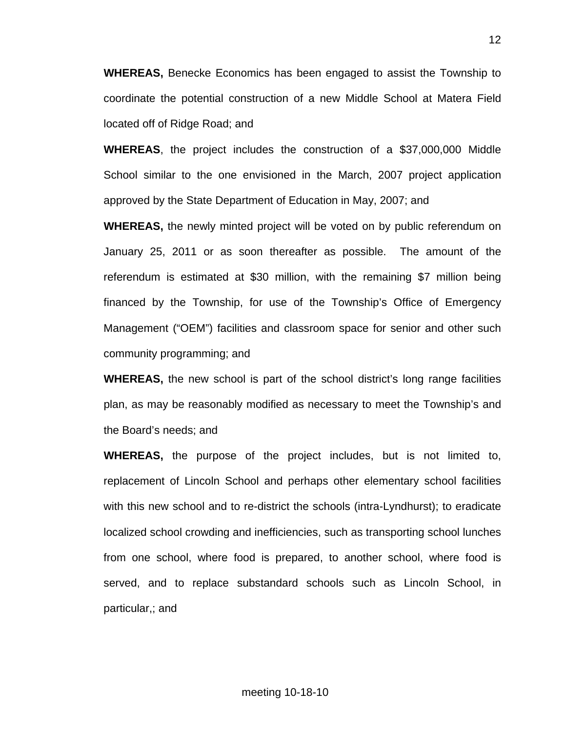**WHEREAS,** Benecke Economics has been engaged to assist the Township to coordinate the potential construction of a new Middle School at Matera Field located off of Ridge Road; and

**WHEREAS**, the project includes the construction of a $37,000,000 Middle School similar to the one envisioned in the March, 2007 project application approved by the State Department of Education in May, 2007; and

**WHEREAS,** the newly minted project will be voted on by public referendum on January 25, 2011 or as soon thereafter as possible. The amount of the referendum is estimated at $30 million, with the remaining $7 million being financed by the Township, for use of the Township's Office of Emergency Management ("OEM") facilities and classroom space for senior and other such community programming; and

**WHEREAS,** the new school is part of the school district's long range facilities plan, as may be reasonably modified as necessary to meet the Township's and the Board's needs; and

**WHEREAS,** the purpose of the project includes, but is not limited to, replacement of Lincoln School and perhaps other elementary school facilities with this new school and to re-district the schools (intra-Lyndhurst); to eradicate localized school crowding and inefficiencies, such as transporting school lunches from one school, where food is prepared, to another school, where food is served, and to replace substandard schools such as Lincoln School, in particular,; and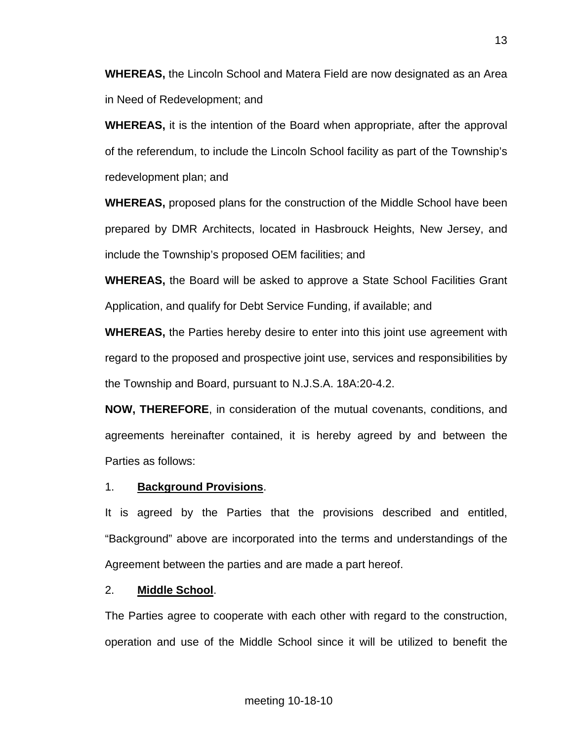**WHEREAS,** the Lincoln School and Matera Field are now designated as an Area in Need of Redevelopment; and

**WHEREAS,** it is the intention of the Board when appropriate, after the approval of the referendum, to include the Lincoln School facility as part of the Township's redevelopment plan; and

**WHEREAS,** proposed plans for the construction of the Middle School have been prepared by DMR Architects, located in Hasbrouck Heights, New Jersey, and include the Township's proposed OEM facilities; and

**WHEREAS,** the Board will be asked to approve a State School Facilities Grant Application, and qualify for Debt Service Funding, if available; and

**WHEREAS,** the Parties hereby desire to enter into this joint use agreement with regard to the proposed and prospective joint use, services and responsibilities by the Township and Board, pursuant to N.J.S.A. 18A:20-4.2.

**NOW, THEREFORE**, in consideration of the mutual covenants, conditions, and agreements hereinafter contained, it is hereby agreed by and between the Parties as follows:

1. **<u>Background Provisions</u>**.

It is agreed by the Parties that the provisions described and entitled, "Background" above are incorporated into the terms and understandings of the Agreement between the parties and are made a part hereof.

2. **<u>Middle School</u>**.

The Parties agree to cooperate with each other with regard to the construction, operation and use of the Middle School since it will be utilized to benefit the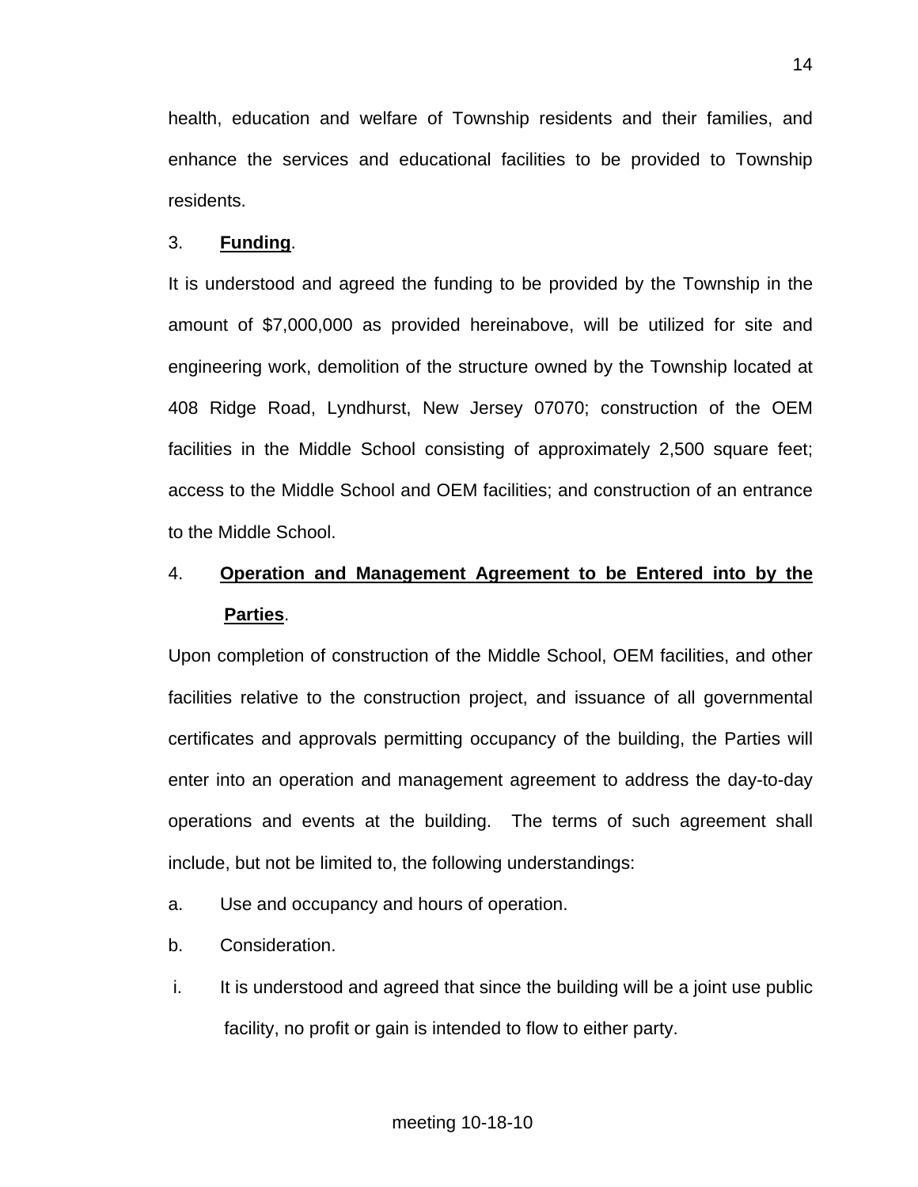health, education and welfare of Township residents and their families, and enhance the services and educational facilities to be provided to Township residents.

3. **Funding**.

It is understood and agreed the funding to be provided by the Township in the amount of $7,000,000 as provided hereinabove, will be utilized for site and engineering work, demolition of the structure owned by the Township located at 408 Ridge Road, Lyndhurst, New Jersey 07070; construction of the OEM facilities in the Middle School consisting of approximately 2,500 square feet; access to the Middle School and OEM facilities; and construction of an entrance to the Middle School.

4. **Operation and Management Agreement to be Entered into by the Parties**.

Upon completion of construction of the Middle School, OEM facilities, and other facilities relative to the construction project, and issuance of all governmental certificates and approvals permitting occupancy of the building, the Parties will enter into an operation and management agreement to address the day-to-day operations and events at the building. The terms of such agreement shall include, but not be limited to, the following understandings:

a. Use and occupancy and hours of operation.

b. Consideration.

i. It is understood and agreed that since the building will be a joint use public facility, no profit or gain is intended to flow to either party.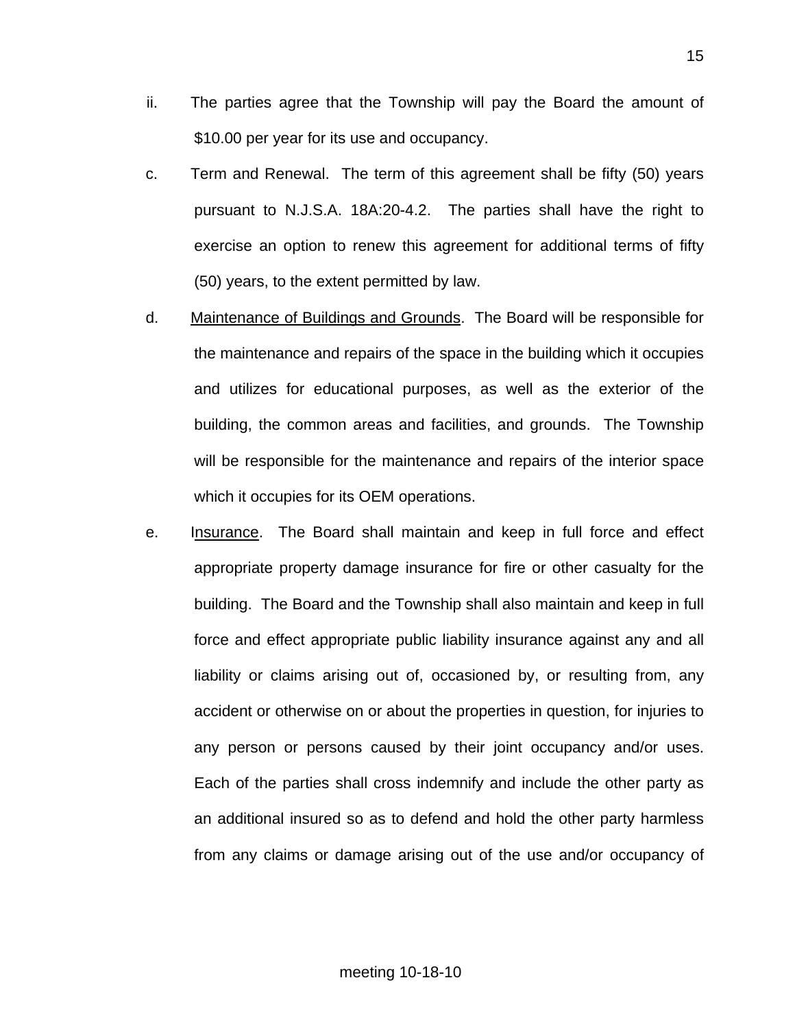ii. The parties agree that the Township will pay the Board the amount of $10.00 per year for its use and occupancy.

c. Term and Renewal. The term of this agreement shall be fifty (50) years pursuant to N.J.S.A. 18A:20-4.2. The parties shall have the right to exercise an option to renew this agreement for additional terms of fifty (50) years, to the extent permitted by law.

d. Maintenance of Buildings and Grounds. The Board will be responsible for the maintenance and repairs of the space in the building which it occupies and utilizes for educational purposes, as well as the exterior of the building, the common areas and facilities, and grounds. The Township will be responsible for the maintenance and repairs of the interior space which it occupies for its OEM operations.

e. Insurance. The Board shall maintain and keep in full force and effect appropriate property damage insurance for fire or other casualty for the building. The Board and the Township shall also maintain and keep in full force and effect appropriate public liability insurance against any and all liability or claims arising out of, occasioned by, or resulting from, any accident or otherwise on or about the properties in question, for injuries to any person or persons caused by their joint occupancy and/or uses. Each of the parties shall cross indemnify and include the other party as an additional insured so as to defend and hold the other party harmless from any claims or damage arising out of the use and/or occupancy of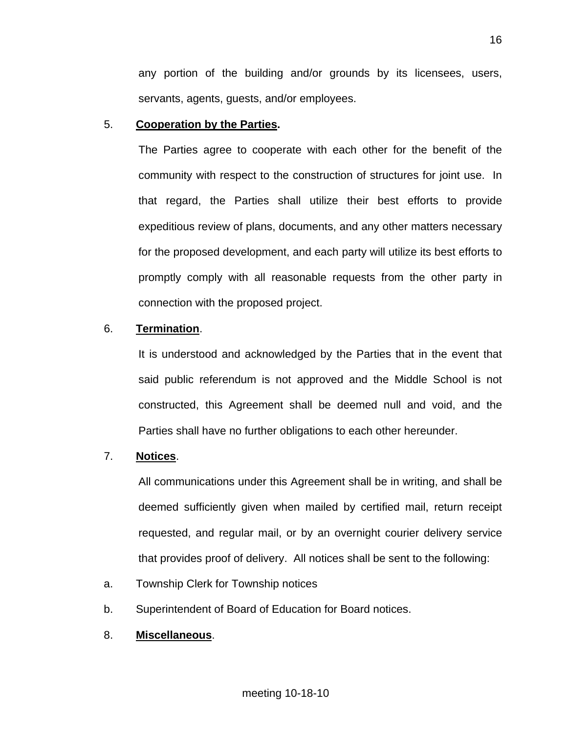any portion of the building and/or grounds by its licensees, users, servants, agents, guests, and/or employees.

5. **Cooperation by the Parties.**

The Parties agree to cooperate with each other for the benefit of the community with respect to the construction of structures for joint use. In that regard, the Parties shall utilize their best efforts to provide expeditious review of plans, documents, and any other matters necessary for the proposed development, and each party will utilize its best efforts to promptly comply with all reasonable requests from the other party in connection with the proposed project.

6. **Termination**.

It is understood and acknowledged by the Parties that in the event that said public referendum is not approved and the Middle School is not constructed, this Agreement shall be deemed null and void, and the Parties shall have no further obligations to each other hereunder.

7. **Notices**.

All communications under this Agreement shall be in writing, and shall be deemed sufficiently given when mailed by certified mail, return receipt requested, and regular mail, or by an overnight courier delivery service that provides proof of delivery. All notices shall be sent to the following:

a. Township Clerk for Township notices

b. Superintendent of Board of Education for Board notices.

8. **Miscellaneous**.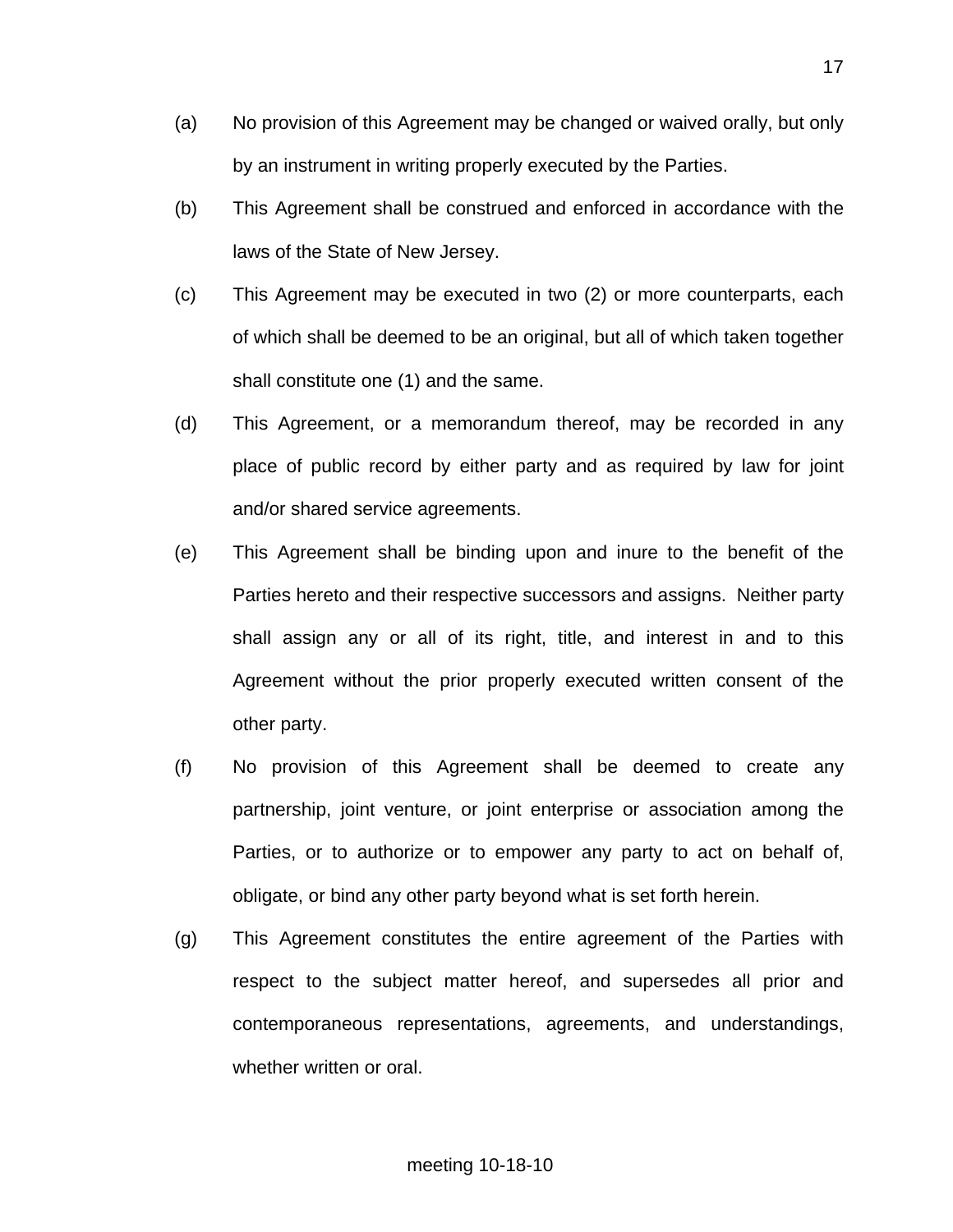(a) No provision of this Agreement may be changed or waived orally, but only by an instrument in writing properly executed by the Parties.

(b) This Agreement shall be construed and enforced in accordance with the laws of the State of New Jersey.

(c) This Agreement may be executed in two (2) or more counterparts, each of which shall be deemed to be an original, but all of which taken together shall constitute one (1) and the same.

(d) This Agreement, or a memorandum thereof, may be recorded in any place of public record by either party and as required by law for joint and/or shared service agreements.

(e) This Agreement shall be binding upon and inure to the benefit of the Parties hereto and their respective successors and assigns. Neither party shall assign any or all of its right, title, and interest in and to this Agreement without the prior properly executed written consent of the other party.

(f) No provision of this Agreement shall be deemed to create any partnership, joint venture, or joint enterprise or association among the Parties, or to authorize or to empower any party to act on behalf of, obligate, or bind any other party beyond what is set forth herein.

(g) This Agreement constitutes the entire agreement of the Parties with respect to the subject matter hereof, and supersedes all prior and contemporaneous representations, agreements, and understandings, whether written or oral.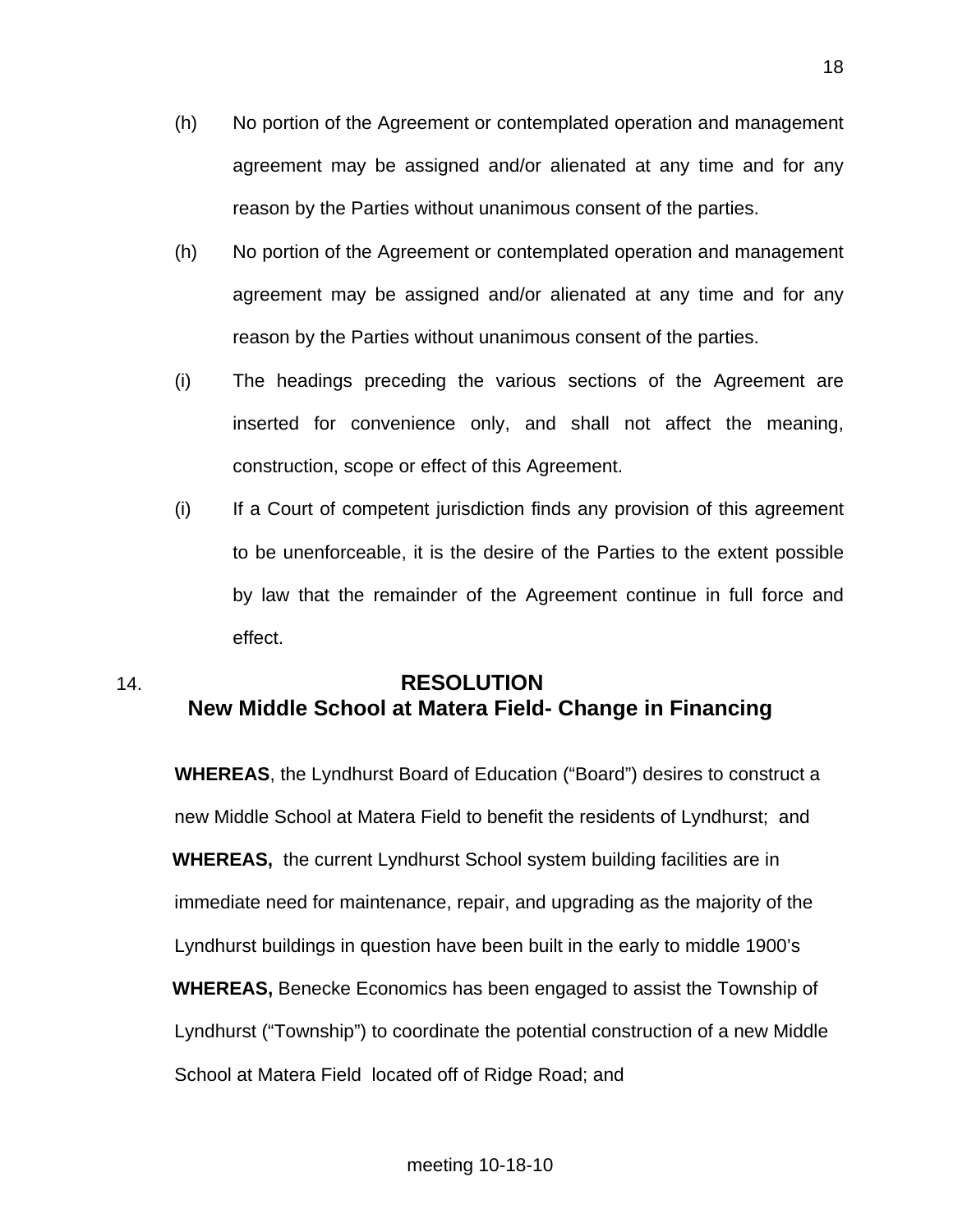(h) No portion of the Agreement or contemplated operation and management agreement may be assigned and/or alienated at any time and for any reason by the Parties without unanimous consent of the parties.

(h) No portion of the Agreement or contemplated operation and management agreement may be assigned and/or alienated at any time and for any reason by the Parties without unanimous consent of the parties.

(i) The headings preceding the various sections of the Agreement are inserted for convenience only, and shall not affect the meaning, construction, scope or effect of this Agreement.

(i) If a Court of competent jurisdiction finds any provision of this agreement to be unenforceable, it is the desire of the Parties to the extent possible by law that the remainder of the Agreement continue in full force and effect.

14.

## RESOLUTION
## New Middle School at Matera Field- Change in Financing

**WHEREAS**, the Lyndhurst Board of Education ("Board") desires to construct a new Middle School at Matera Field to benefit the residents of Lyndhurst; and

**WHEREAS,** the current Lyndhurst School system building facilities are in immediate need for maintenance, repair, and upgrading as the majority of the Lyndhurst buildings in question have been built in the early to middle 1900's

**WHEREAS,** Benecke Economics has been engaged to assist the Township of Lyndhurst ("Township") to coordinate the potential construction of a new Middle School at Matera Field located off of Ridge Road; and

meeting 10-18-10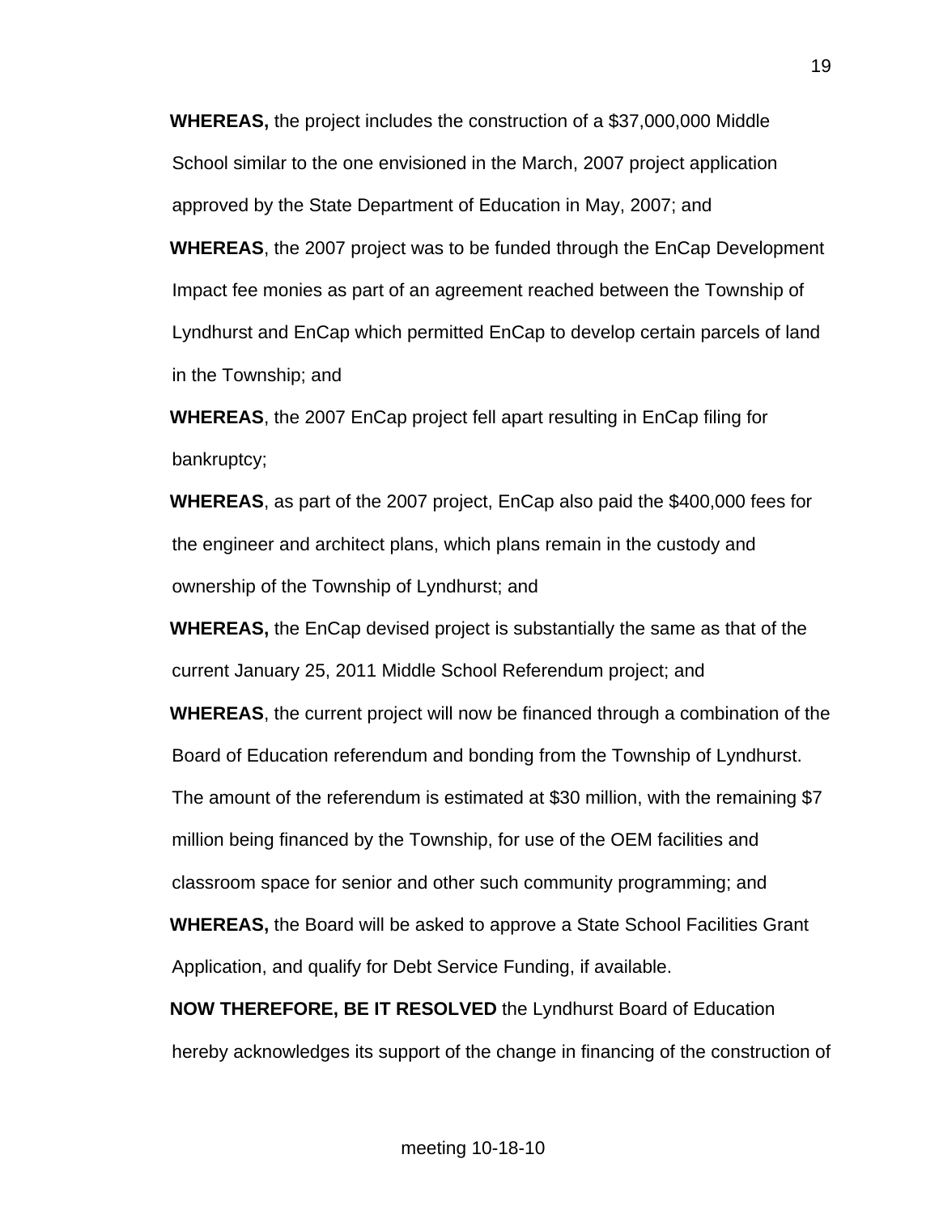**WHEREAS,** the project includes the construction of a $37,000,000 Middle School similar to the one envisioned in the March, 2007 project application approved by the State Department of Education in May, 2007; and

**WHEREAS**, the 2007 project was to be funded through the EnCap Development Impact fee monies as part of an agreement reached between the Township of Lyndhurst and EnCap which permitted EnCap to develop certain parcels of land in the Township; and

**WHEREAS**, the 2007 EnCap project fell apart resulting in EnCap filing for bankruptcy;

**WHEREAS**, as part of the 2007 project, EnCap also paid the $400,000 fees for the engineer and architect plans, which plans remain in the custody and ownership of the Township of Lyndhurst; and

**WHEREAS,** the EnCap devised project is substantially the same as that of the current January 25, 2011 Middle School Referendum project; and

**WHEREAS**, the current project will now be financed through a combination of the Board of Education referendum and bonding from the Township of Lyndhurst. The amount of the referendum is estimated at $30 million, with the remaining $7 million being financed by the Township, for use of the OEM facilities and classroom space for senior and other such community programming; and

**WHEREAS,** the Board will be asked to approve a State School Facilities Grant Application, and qualify for Debt Service Funding, if available.

**NOW THEREFORE, BE IT RESOLVED** the Lyndhurst Board of Education hereby acknowledges its support of the change in financing of the construction of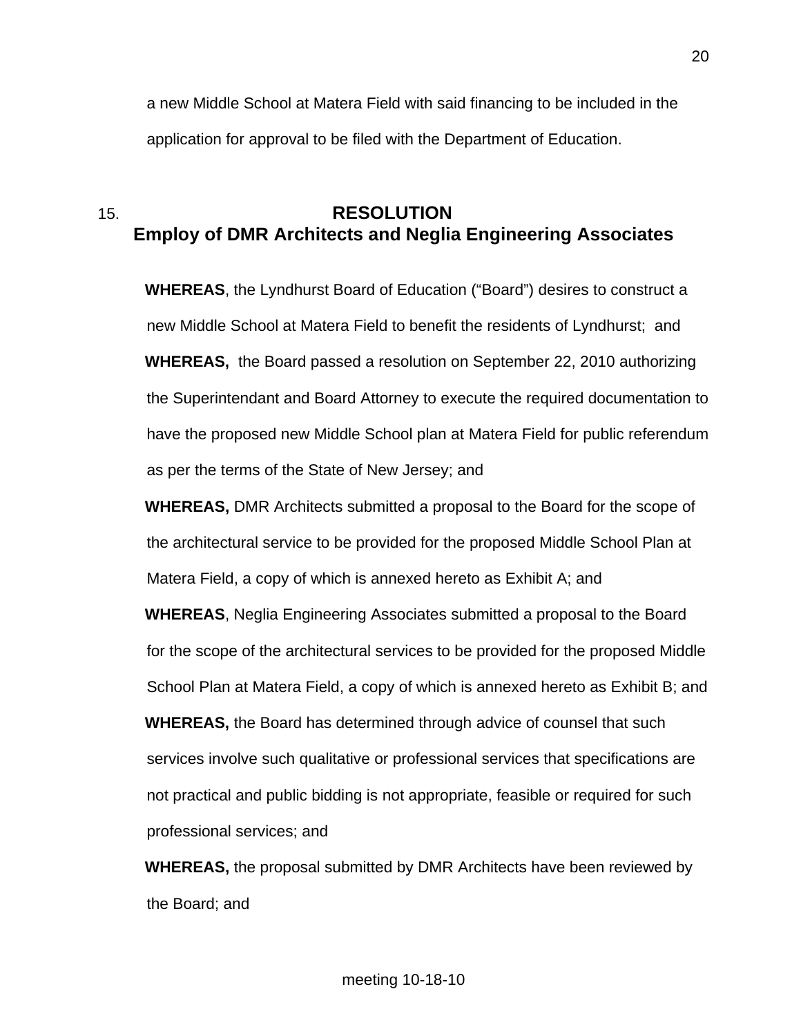a new Middle School at Matera Field with said financing to be included in the application for approval to be filed with the Department of Education.

15. **RESOLUTION**
**Employ of DMR Architects and Neglia Engineering Associates**

**WHEREAS**, the Lyndhurst Board of Education ("Board") desires to construct a new Middle School at Matera Field to benefit the residents of Lyndhurst; and

**WHEREAS,** the Board passed a resolution on September 22, 2010 authorizing the Superintendant and Board Attorney to execute the required documentation to have the proposed new Middle School plan at Matera Field for public referendum as per the terms of the State of New Jersey; and

**WHEREAS,** DMR Architects submitted a proposal to the Board for the scope of the architectural service to be provided for the proposed Middle School Plan at Matera Field, a copy of which is annexed hereto as Exhibit A; and

**WHEREAS**, Neglia Engineering Associates submitted a proposal to the Board for the scope of the architectural services to be provided for the proposed Middle School Plan at Matera Field, a copy of which is annexed hereto as Exhibit B; and

**WHEREAS,** the Board has determined through advice of counsel that such services involve such qualitative or professional services that specifications are not practical and public bidding is not appropriate, feasible or required for such professional services; and

**WHEREAS,** the proposal submitted by DMR Architects have been reviewed by the Board; and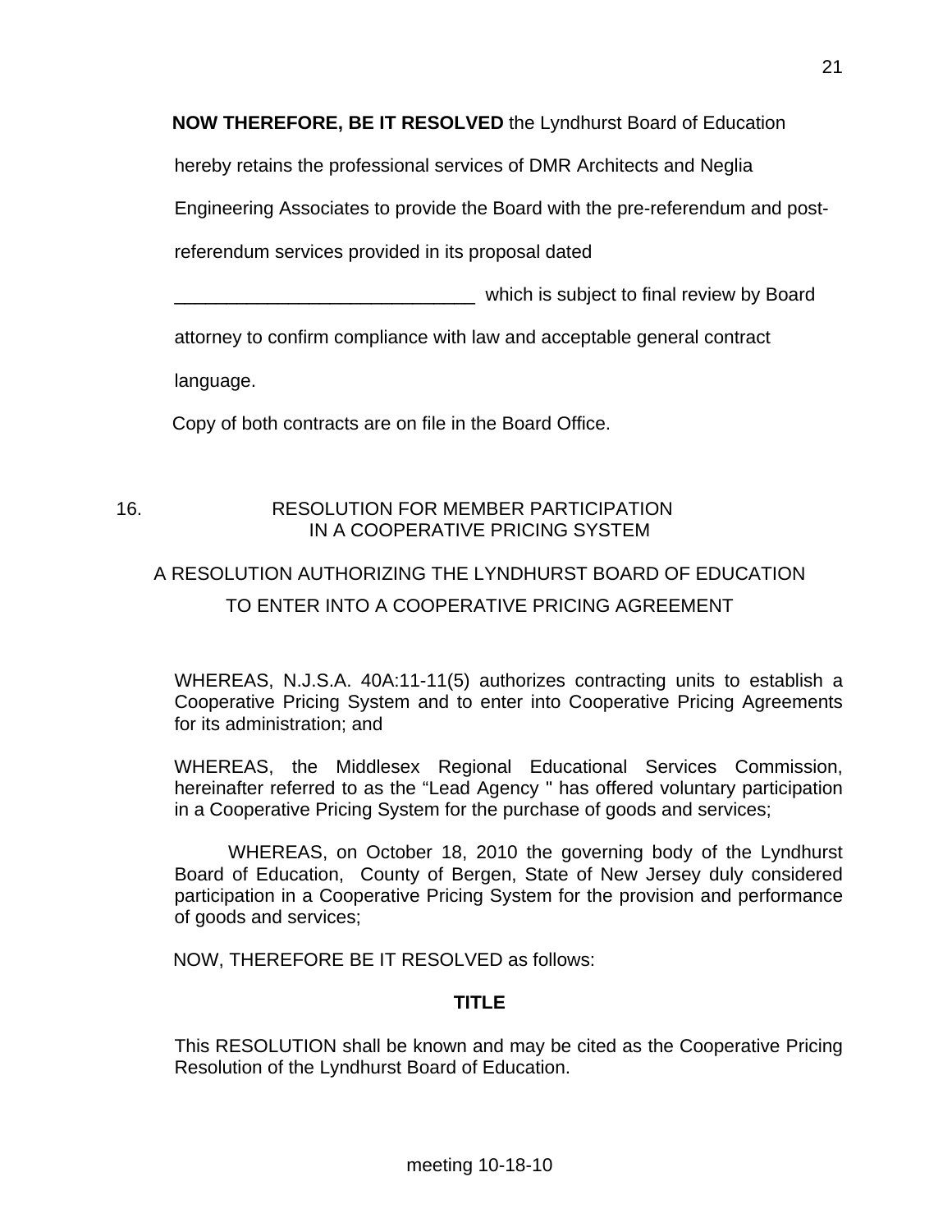**NOW THEREFORE, BE IT RESOLVED** the Lyndhurst Board of Education hereby retains the professional services of DMR Architects and Neglia Engineering Associates to provide the Board with the pre-referendum and post-referendum services provided in its proposal dated ______________________________ which is subject to final review by Board attorney to confirm compliance with law and acceptable general contract language.

Copy of both contracts are on file in the Board Office.

16. RESOLUTION FOR MEMBER PARTICIPATION IN A COOPERATIVE PRICING SYSTEM

A RESOLUTION AUTHORIZING THE LYNDHURST BOARD OF EDUCATION TO ENTER INTO A COOPERATIVE PRICING AGREEMENT

WHEREAS, N.J.S.A. 40A:11-11(5) authorizes contracting units to establish a Cooperative Pricing System and to enter into Cooperative Pricing Agreements for its administration; and

WHEREAS, the Middlesex Regional Educational Services Commission, hereinafter referred to as the "Lead Agency " has offered voluntary participation in a Cooperative Pricing System for the purchase of goods and services;

WHEREAS, on October 18, 2010 the governing body of the Lyndhurst Board of Education, County of Bergen, State of New Jersey duly considered participation in a Cooperative Pricing System for the provision and performance of goods and services;

NOW, THEREFORE BE IT RESOLVED as follows:

**TITLE**

This RESOLUTION shall be known and may be cited as the Cooperative Pricing Resolution of the Lyndhurst Board of Education.

meeting 10-18-10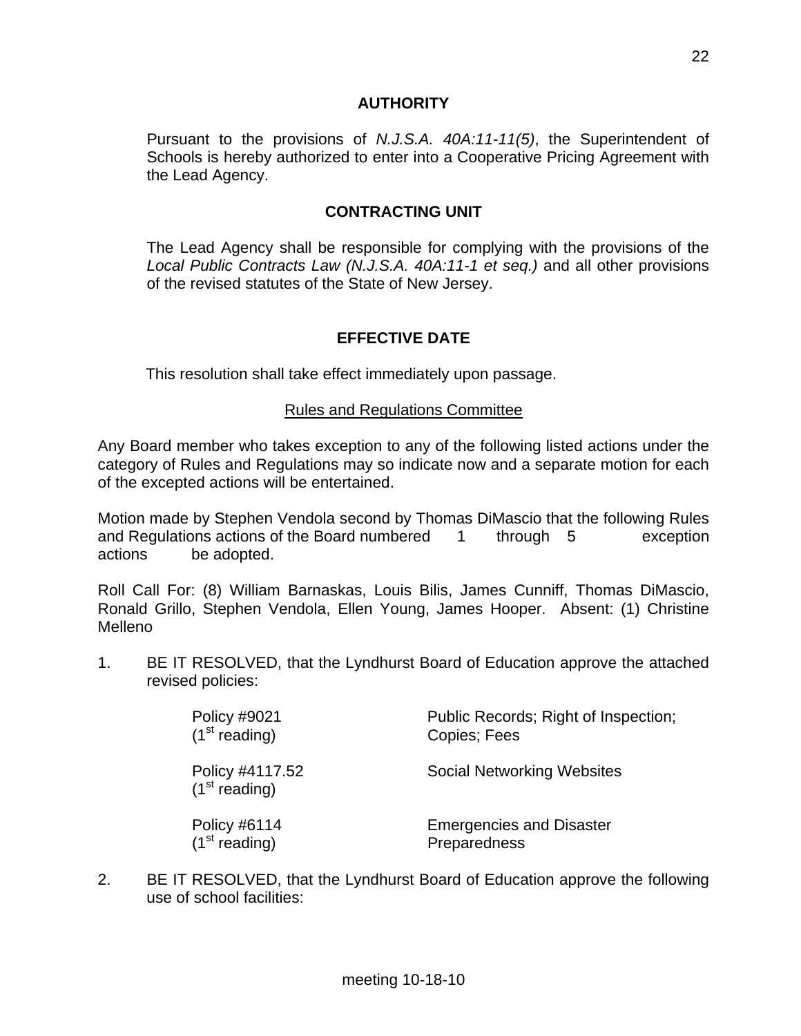**AUTHORITY**

Pursuant to the provisions of *N.J.S.A. 40A:11-11(5)*, the Superintendent of Schools is hereby authorized to enter into a Cooperative Pricing Agreement with the Lead Agency.

**CONTRACTING UNIT**

The Lead Agency shall be responsible for complying with the provisions of the *Local Public Contracts Law (N.J.S.A. 40A:11-1 et seq.)* and all other provisions of the revised statutes of the State of New Jersey.

**EFFECTIVE DATE**

This resolution shall take effect immediately upon passage.

Rules and Regulations Committee

Any Board member who takes exception to any of the following listed actions under the category of Rules and Regulations may so indicate now and a separate motion for each of the excepted actions will be entertained.

Motion made by Stephen Vendola second by Thomas DiMascio that the following Rules and Regulations actions of the Board numbered 1 through 5 exception actions be adopted.

Roll Call For: (8) William Barnaskas, Louis Bilis, James Cunniff, Thomas DiMascio, Ronald Grillo, Stephen Vendola, Ellen Young, James Hooper. Absent: (1) Christine Melleno

1. BE IT RESOLVED, that the Lyndhurst Board of Education approve the attached revised policies:

| | |
|---|---|
| Policy #9021 (1st reading) | Public Records; Right of Inspection; Copies; Fees |
| Policy #4117.52 (1st reading) | Social Networking Websites |
| Policy #6114 (1st reading) | Emergencies and Disaster Preparedness |

2. BE IT RESOLVED, that the Lyndhurst Board of Education approve the following use of school facilities: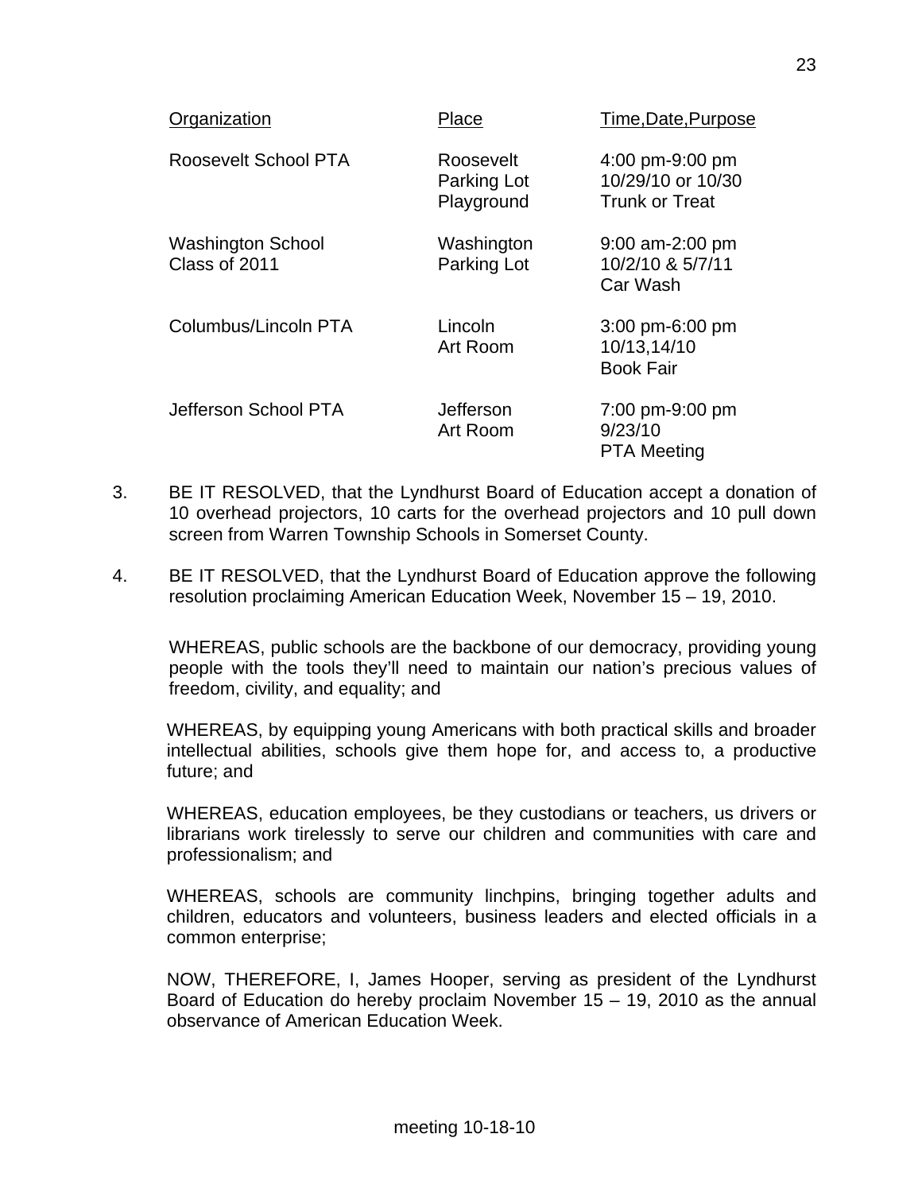| Organization | Place | Time,Date,Purpose |
| --- | --- | --- |
| Roosevelt School PTA | Roosevelt Parking Lot Playground | 4:00 pm-9:00 pm 10/29/10 or 10/30 Trunk or Treat |
| Washington School Class of 2011 | Washington Parking Lot | 9:00 am-2:00 pm 10/2/10 & 5/7/11 Car Wash |
| Columbus/Lincoln PTA | Lincoln Art Room | 3:00 pm-6:00 pm 10/13,14/10 Book Fair |
| Jefferson School PTA | Jefferson Art Room | 7:00 pm-9:00 pm 9/23/10 PTA Meeting |

3. BE IT RESOLVED, that the Lyndhurst Board of Education accept a donation of 10 overhead projectors, 10 carts for the overhead projectors and 10 pull down screen from Warren Township Schools in Somerset County.

4. BE IT RESOLVED, that the Lyndhurst Board of Education approve the following resolution proclaiming American Education Week, November 15 – 19, 2010.

   WHEREAS, public schools are the backbone of our democracy, providing young people with the tools they'll need to maintain our nation's precious values of freedom, civility, and equality; and

   WHEREAS, by equipping young Americans with both practical skills and broader intellectual abilities, schools give them hope for, and access to, a productive future; and

   WHEREAS, education employees, be they custodians or teachers, us drivers or librarians work tirelessly to serve our children and communities with care and professionalism; and

   WHEREAS, schools are community linchpins, bringing together adults and children, educators and volunteers, business leaders and elected officials in a common enterprise;

   NOW, THEREFORE, I, James Hooper, serving as president of the Lyndhurst Board of Education do hereby proclaim November 15 – 19, 2010 as the annual observance of American Education Week.

meeting 10-18-10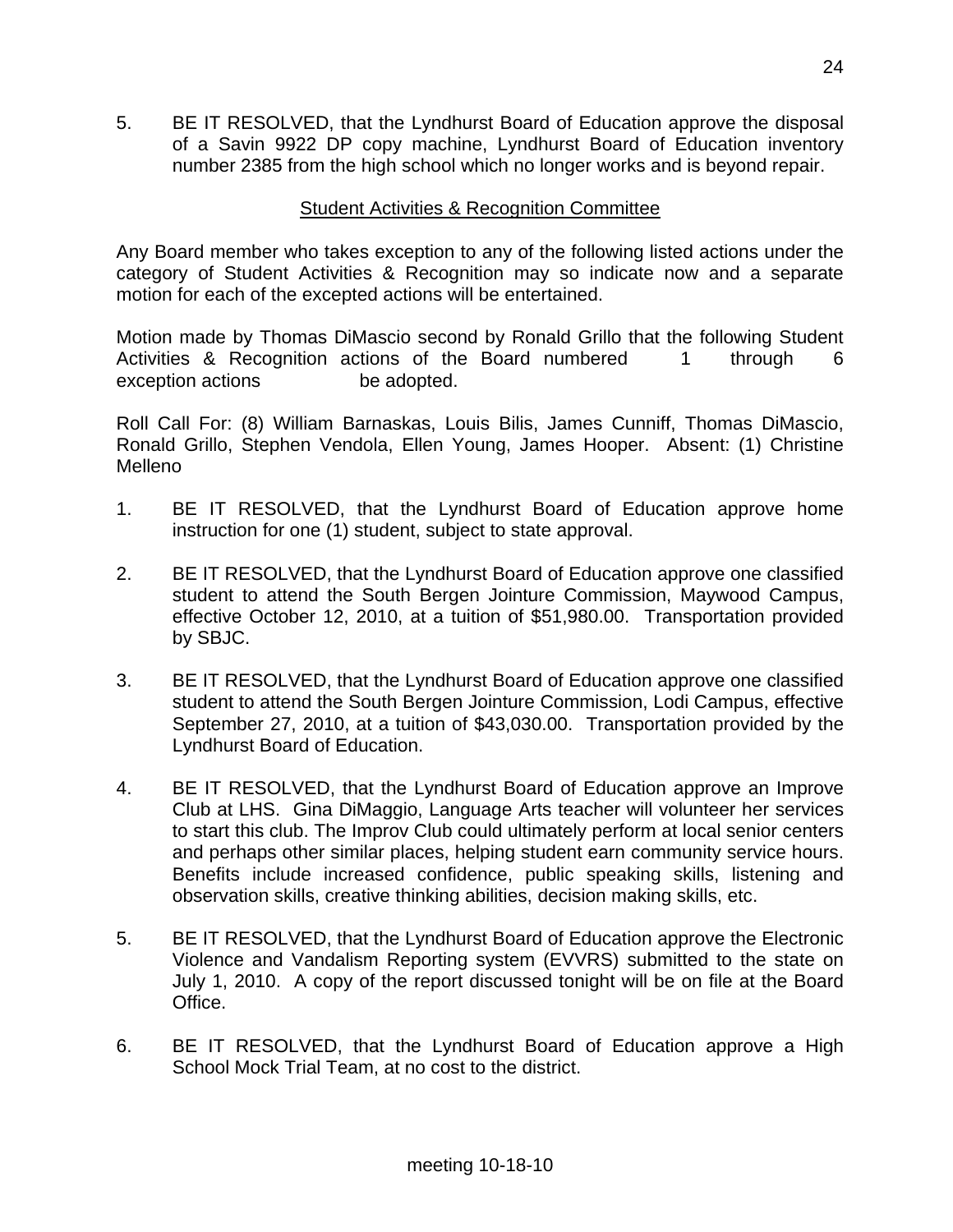5. BE IT RESOLVED, that the Lyndhurst Board of Education approve the disposal of a Savin 9922 DP copy machine, Lyndhurst Board of Education inventory number 2385 from the high school which no longer works and is beyond repair.

## Student Activities & Recognition Committee

Any Board member who takes exception to any of the following listed actions under the category of Student Activities & Recognition may so indicate now and a separate motion for each of the excepted actions will be entertained.

Motion made by Thomas DiMascio second by Ronald Grillo that the following Student Activities & Recognition actions of the Board numbered 1 through 6 exception actions be adopted.

Roll Call For: (8) William Barnaskas, Louis Bilis, James Cunniff, Thomas DiMascio, Ronald Grillo, Stephen Vendola, Ellen Young, James Hooper. Absent: (1) Christine Melleno

1. BE IT RESOLVED, that the Lyndhurst Board of Education approve home instruction for one (1) student, subject to state approval.

2. BE IT RESOLVED, that the Lyndhurst Board of Education approve one classified student to attend the South Bergen Jointure Commission, Maywood Campus, effective October 12, 2010, at a tuition of $51,980.00. Transportation provided by SBJC.

3. BE IT RESOLVED, that the Lyndhurst Board of Education approve one classified student to attend the South Bergen Jointure Commission, Lodi Campus, effective September 27, 2010, at a tuition of $43,030.00. Transportation provided by the Lyndhurst Board of Education.

4. BE IT RESOLVED, that the Lyndhurst Board of Education approve an Improve Club at LHS. Gina DiMaggio, Language Arts teacher will volunteer her services to start this club. The Improv Club could ultimately perform at local senior centers and perhaps other similar places, helping student earn community service hours. Benefits include increased confidence, public speaking skills, listening and observation skills, creative thinking abilities, decision making skills, etc.

5. BE IT RESOLVED, that the Lyndhurst Board of Education approve the Electronic Violence and Vandalism Reporting system (EVVRS) submitted to the state on July 1, 2010. A copy of the report discussed tonight will be on file at the Board Office.

6. BE IT RESOLVED, that the Lyndhurst Board of Education approve a High School Mock Trial Team, at no cost to the district.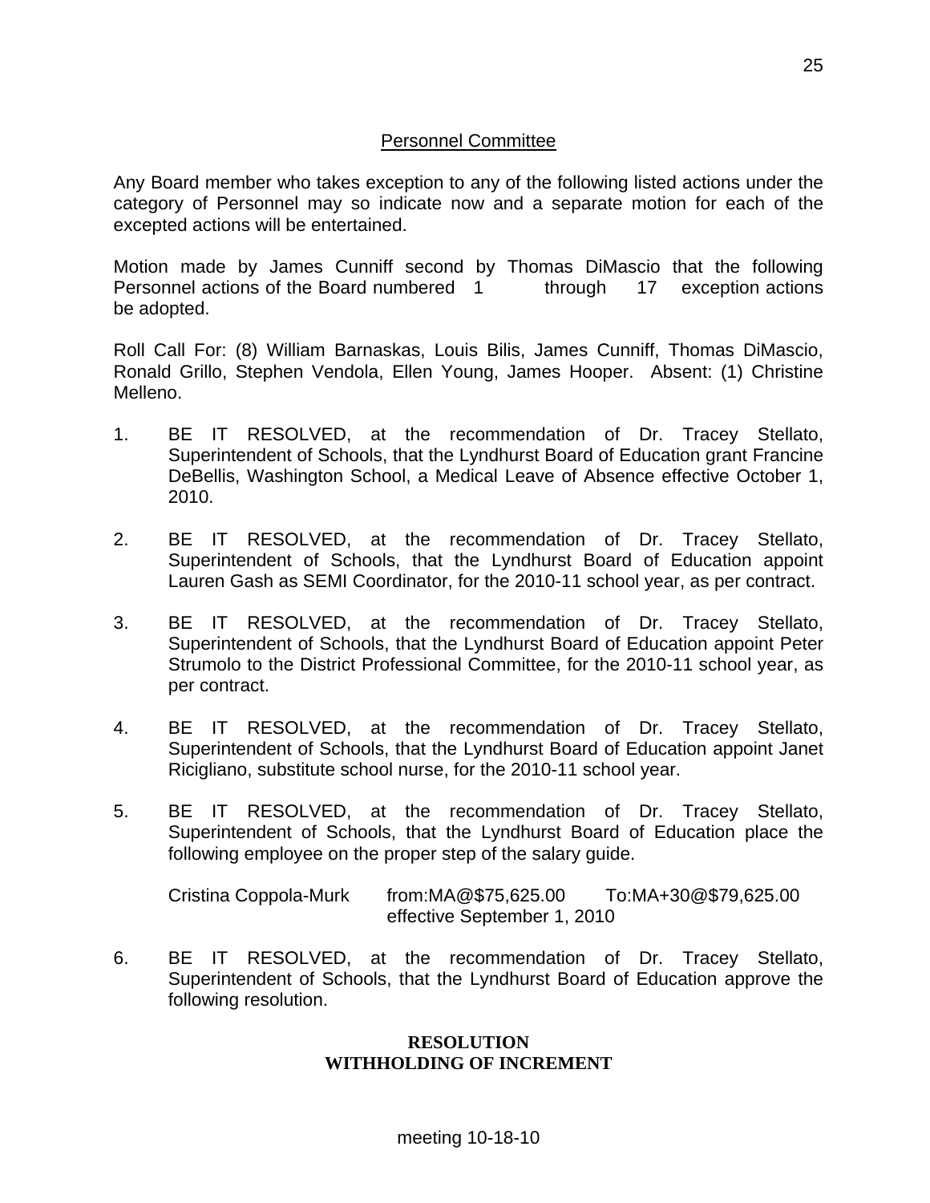## Personnel Committee

Any Board member who takes exception to any of the following listed actions under the category of Personnel may so indicate now and a separate motion for each of the excepted actions will be entertained.

Motion made by James Cunniff second by Thomas DiMascio that the following Personnel actions of the Board numbered 1 through 17 exception actions be adopted.

Roll Call For: (8) William Barnaskas, Louis Bilis, James Cunniff, Thomas DiMascio, Ronald Grillo, Stephen Vendola, Ellen Young, James Hooper. Absent: (1) Christine Melleno.

1. BE IT RESOLVED, at the recommendation of Dr. Tracey Stellato, Superintendent of Schools, that the Lyndhurst Board of Education grant Francine DeBellis, Washington School, a Medical Leave of Absence effective October 1, 2010.

2. BE IT RESOLVED, at the recommendation of Dr. Tracey Stellato, Superintendent of Schools, that the Lyndhurst Board of Education appoint Lauren Gash as SEMI Coordinator, for the 2010-11 school year, as per contract.

3. BE IT RESOLVED, at the recommendation of Dr. Tracey Stellato, Superintendent of Schools, that the Lyndhurst Board of Education appoint Peter Strumolo to the District Professional Committee, for the 2010-11 school year, as per contract.

4. BE IT RESOLVED, at the recommendation of Dr. Tracey Stellato, Superintendent of Schools, that the Lyndhurst Board of Education appoint Janet Ricigliano, substitute school nurse, for the 2010-11 school year.

5. BE IT RESOLVED, at the recommendation of Dr. Tracey Stellato, Superintendent of Schools, that the Lyndhurst Board of Education place the following employee on the proper step of the salary guide.

   Cristina Coppola-Murk from:MA@$75,625.00 To:MA+30@$79,625.00
   effective September 1, 2010

6. BE IT RESOLVED, at the recommendation of Dr. Tracey Stellato, Superintendent of Schools, that the Lyndhurst Board of Education approve the following resolution.

**RESOLUTION**
**WITHHOLDING OF INCREMENT**

meeting 10-18-10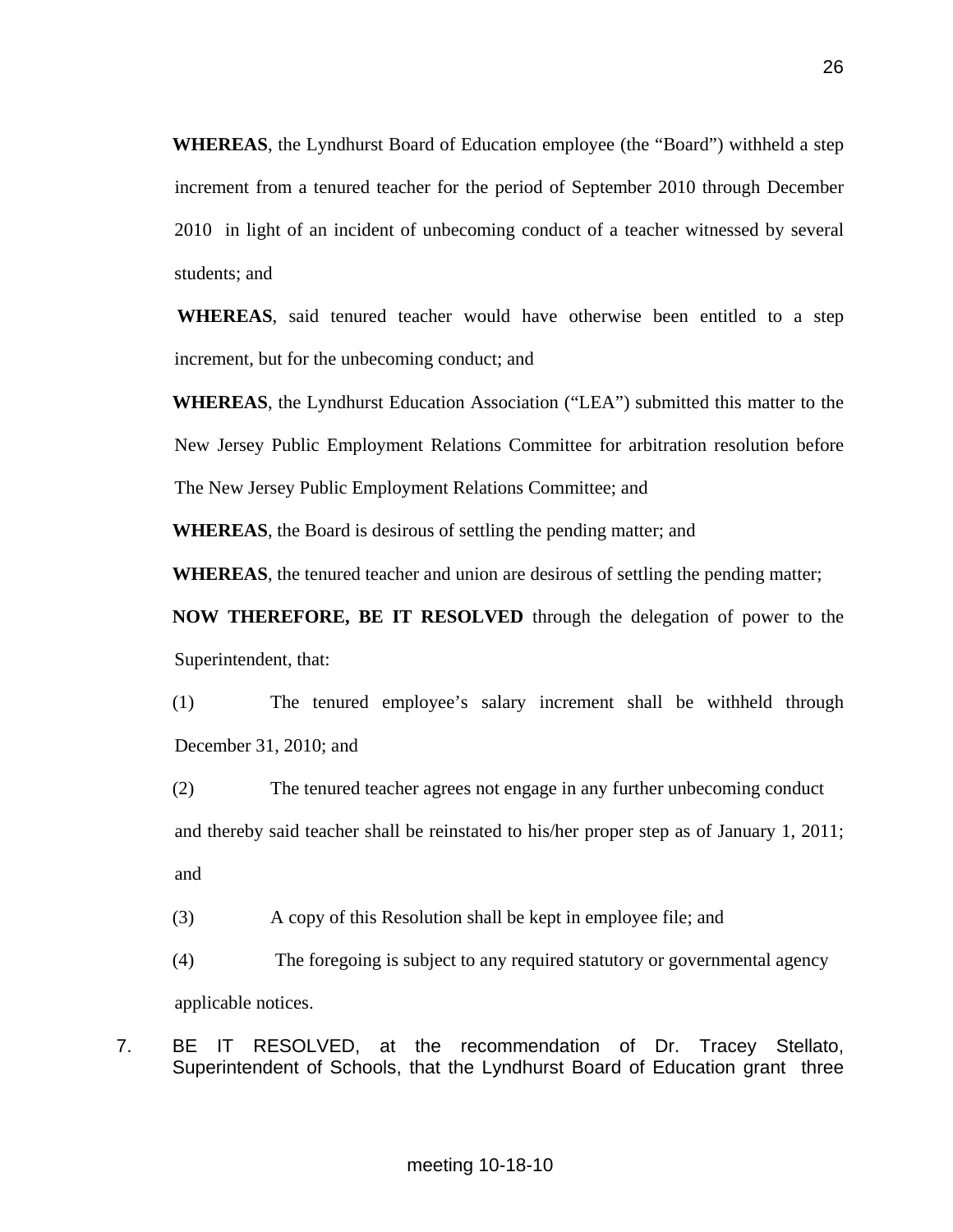**WHEREAS**, the Lyndhurst Board of Education employee (the "Board") withheld a step increment from a tenured teacher for the period of September 2010 through December 2010 in light of an incident of unbecoming conduct of a teacher witnessed by several students; and

**WHEREAS**, said tenured teacher would have otherwise been entitled to a step increment, but for the unbecoming conduct; and

**WHEREAS**, the Lyndhurst Education Association ("LEA") submitted this matter to the New Jersey Public Employment Relations Committee for arbitration resolution before The New Jersey Public Employment Relations Committee; and

**WHEREAS**, the Board is desirous of settling the pending matter; and

**WHEREAS**, the tenured teacher and union are desirous of settling the pending matter;

**NOW THEREFORE, BE IT RESOLVED** through the delegation of power to the Superintendent, that:

(1) The tenured employee's salary increment shall be withheld through December 31, 2010; and

(2) The tenured teacher agrees not engage in any further unbecoming conduct and thereby said teacher shall be reinstated to his/her proper step as of January 1, 2011; and

(3) A copy of this Resolution shall be kept in employee file; and

(4) The foregoing is subject to any required statutory or governmental agency applicable notices.

7. BE IT RESOLVED, at the recommendation of Dr. Tracey Stellato, Superintendent of Schools, that the Lyndhurst Board of Education grant three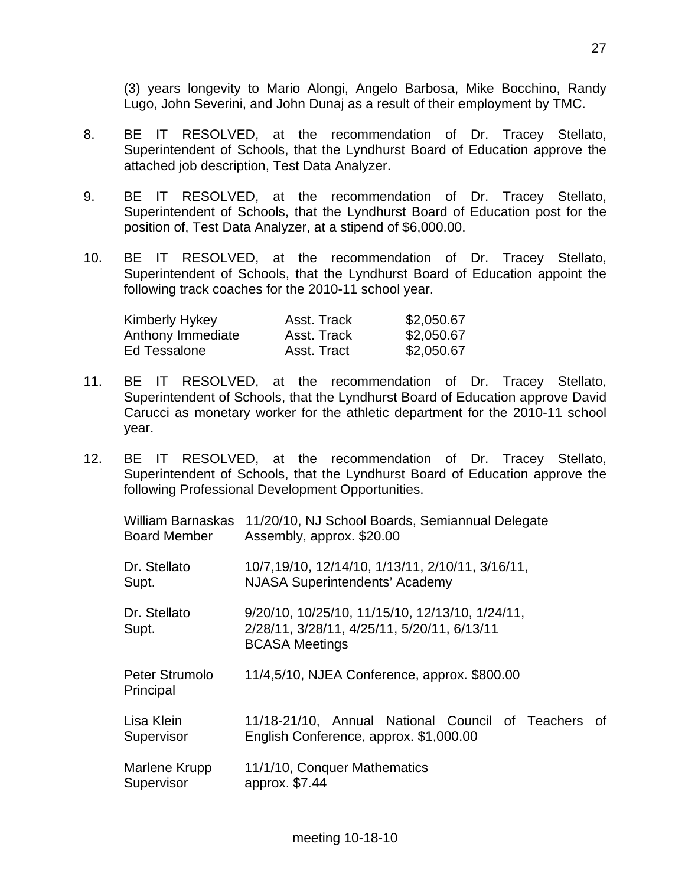(3) years longevity to Mario Alongi, Angelo Barbosa, Mike Bocchino, Randy Lugo, John Severini, and John Dunaj as a result of their employment by TMC.

8. BE IT RESOLVED, at the recommendation of Dr. Tracey Stellato, Superintendent of Schools, that the Lyndhurst Board of Education approve the attached job description, Test Data Analyzer.

9. BE IT RESOLVED, at the recommendation of Dr. Tracey Stellato, Superintendent of Schools, that the Lyndhurst Board of Education post for the position of, Test Data Analyzer, at a stipend of $6,000.00.

10. BE IT RESOLVED, at the recommendation of Dr. Tracey Stellato, Superintendent of Schools, that the Lyndhurst Board of Education appoint the following track coaches for the 2010-11 school year.

| | | |
|---|---|---|
| Kimberly Hykey | Asst. Track | $2,050.67 |
| Anthony Immediate | Asst. Track | $2,050.67 |
| Ed Tessalone | Asst. Tract | $2,050.67 |

11. BE IT RESOLVED, at the recommendation of Dr. Tracey Stellato, Superintendent of Schools, that the Lyndhurst Board of Education approve David Carucci as monetary worker for the athletic department for the 2010-11 school year.

12. BE IT RESOLVED, at the recommendation of Dr. Tracey Stellato, Superintendent of Schools, that the Lyndhurst Board of Education approve the following Professional Development Opportunities.

| | |
|---|---|
| William Barnaskas<br>Board Member | 11/20/10, NJ School Boards, Semiannual Delegate Assembly, approx. $20.00 |
| Dr. Stellato<br>Supt. | 10/7,19/10, 12/14/10, 1/13/11, 2/10/11, 3/16/11, NJASA Superintendents' Academy |
| Dr. Stellato<br>Supt. | 9/20/10, 10/25/10, 11/15/10, 12/13/10, 1/24/11, 2/28/11, 3/28/11, 4/25/11, 5/20/11, 6/13/11 BCASA Meetings |
| Peter Strumolo<br>Principal | 11/4,5/10, NJEA Conference, approx. $800.00 |
| Lisa Klein<br>Supervisor | 11/18-21/10, Annual National Council of Teachers of English Conference, approx. $1,000.00 |
| Marlene Krupp<br>Supervisor | 11/1/10, Conquer Mathematics approx. $7.44 |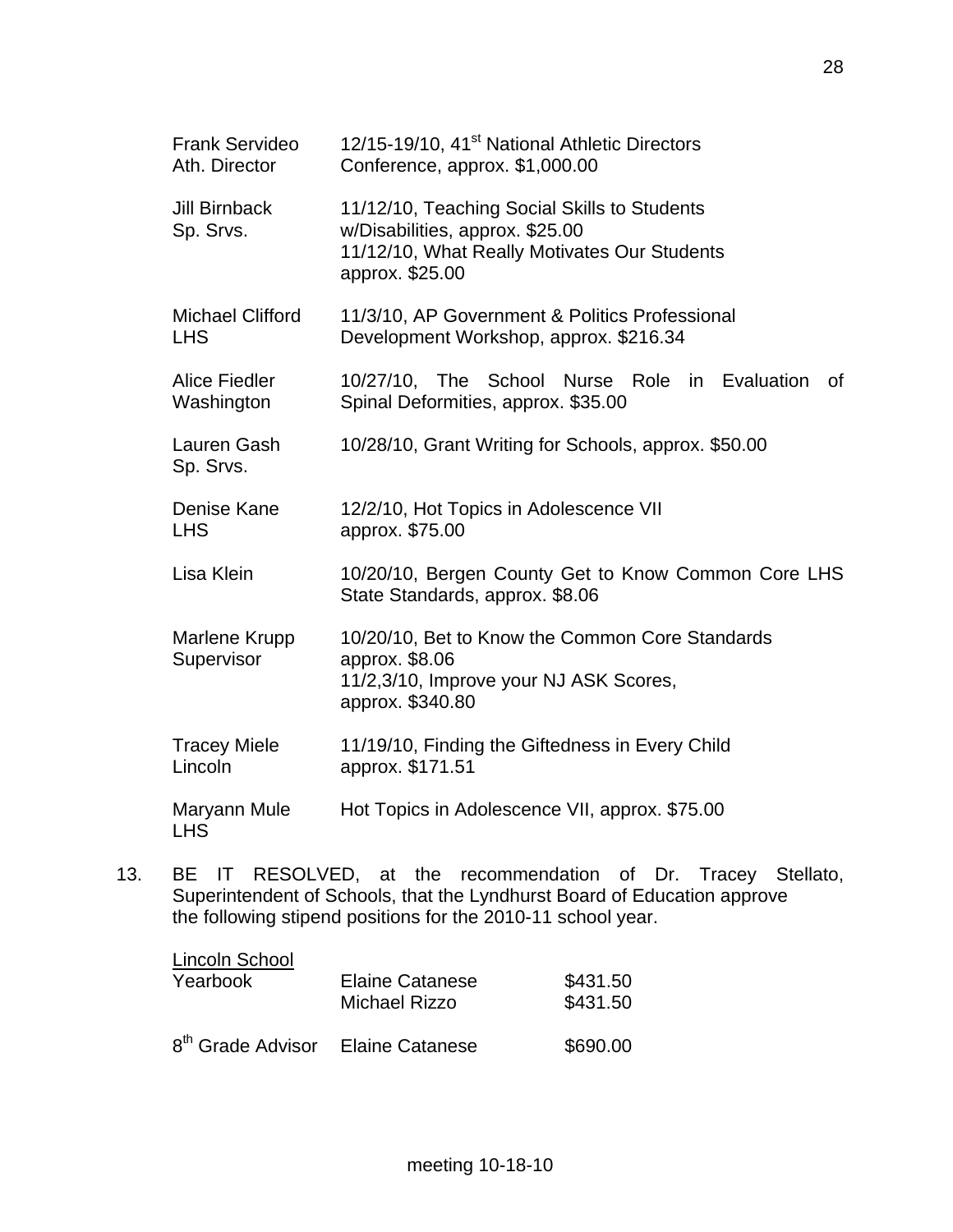| | |
|---|---|
| Frank Servideo<br>Ath. Director | 12/15-19/10, 41st National Athletic Directors Conference, approx. $1,000.00 |
| Jill Birnback<br>Sp. Srvs. | 11/12/10, Teaching Social Skills to Students w/Disabilities, approx. $25.00<br>11/12/10, What Really Motivates Our Students approx. $25.00 |
| Michael Clifford<br>LHS | 11/3/10, AP Government & Politics Professional Development Workshop, approx. $216.34 |
| Alice Fiedler<br>Washington | 10/27/10, The School Nurse Role in Evaluation of Spinal Deformities, approx. $35.00 |
| Lauren Gash<br>Sp. Srvs. | 10/28/10, Grant Writing for Schools, approx. $50.00 |
| Denise Kane<br>LHS | 12/2/10, Hot Topics in Adolescence VII approx. $75.00 |
| Lisa Klein | 10/20/10, Bergen County Get to Know Common Core LHS State Standards, approx. $8.06 |
| Marlene Krupp<br>Supervisor | 10/20/10, Bet to Know the Common Core Standards approx. $8.06<br>11/2,3/10, Improve your NJ ASK Scores, approx. $340.80 |
| Tracey Miele<br>Lincoln | 11/19/10, Finding the Giftedness in Every Child approx. $171.51 |
| Maryann Mule<br>LHS | Hot Topics in Adolescence VII, approx. $75.00 |

13. BE IT RESOLVED, at the recommendation of Dr. Tracey Stellato, Superintendent of Schools, that the Lyndhurst Board of Education approve the following stipend positions for the 2010-11 school year.

<u>Lincoln School</u>

| | | |
|---|---|---|
| Yearbook | Elaine Catanese | $431.50 |
| | Michael Rizzo | $431.50 |
| 8th Grade Advisor | Elaine Catanese | $690.00 |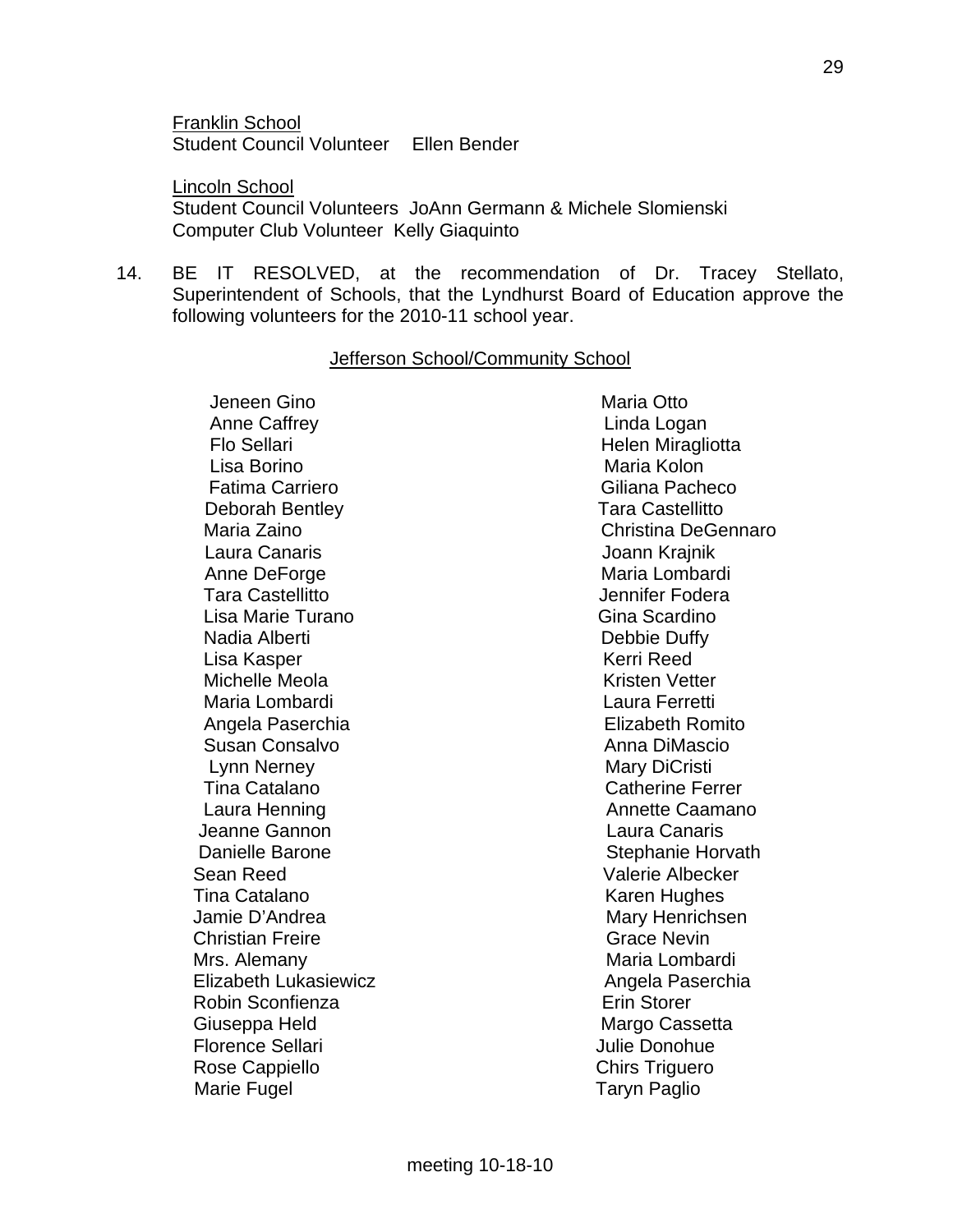Franklin School
Student Council Volunteer    Ellen Bender

Lincoln School
Student Council Volunteers  JoAnn Germann & Michele Slomienski
Computer Club Volunteer  Kelly Giaquinto

14. BE IT RESOLVED, at the recommendation of Dr. Tracey Stellato, Superintendent of Schools, that the Lyndhurst Board of Education approve the following volunteers for the 2010-11 school year.

Jefferson School/Community School

| | |
|---|---|
| Jeneen Gino | Maria Otto |
| Anne Caffrey | Linda Logan |
| Flo Sellari | Helen Miragliotta |
| Lisa Borino | Maria Kolon |
| Fatima Carriero | Giliana Pacheco |
| Deborah Bentley | Tara Castellitto |
| Maria Zaino | Christina DeGennaro |
| Laura Canaris | Joann Krajnik |
| Anne DeForge | Maria Lombardi |
| Tara Castellitto | Jennifer Fodera |
| Lisa Marie Turano | Gina Scardino |
| Nadia Alberti | Debbie Duffy |
| Lisa Kasper | Kerri Reed |
| Michelle Meola | Kristen Vetter |
| Maria Lombardi | Laura Ferretti |
| Angela Paserchia | Elizabeth Romito |
| Susan Consalvo | Anna DiMascio |
| Lynn Nerney | Mary DiCristi |
| Tina Catalano | Catherine Ferrer |
| Laura Henning | Annette Caamano |
| Jeanne Gannon | Laura Canaris |
| Danielle Barone | Stephanie Horvath |
| Sean Reed | Valerie Albecker |
| Tina Catalano | Karen Hughes |
| Jamie D'Andrea | Mary Henrichsen |
| Christian Freire | Grace Nevin |
| Mrs. Alemany | Maria Lombardi |
| Elizabeth Lukasiewicz | Angela Paserchia |
| Robin Sconfienza | Erin Storer |
| Giuseppa Held | Margo Cassetta |
| Florence Sellari | Julie Donohue |
| Rose Cappiello | Chirs Triguero |
| Marie Fugel | Taryn Paglio |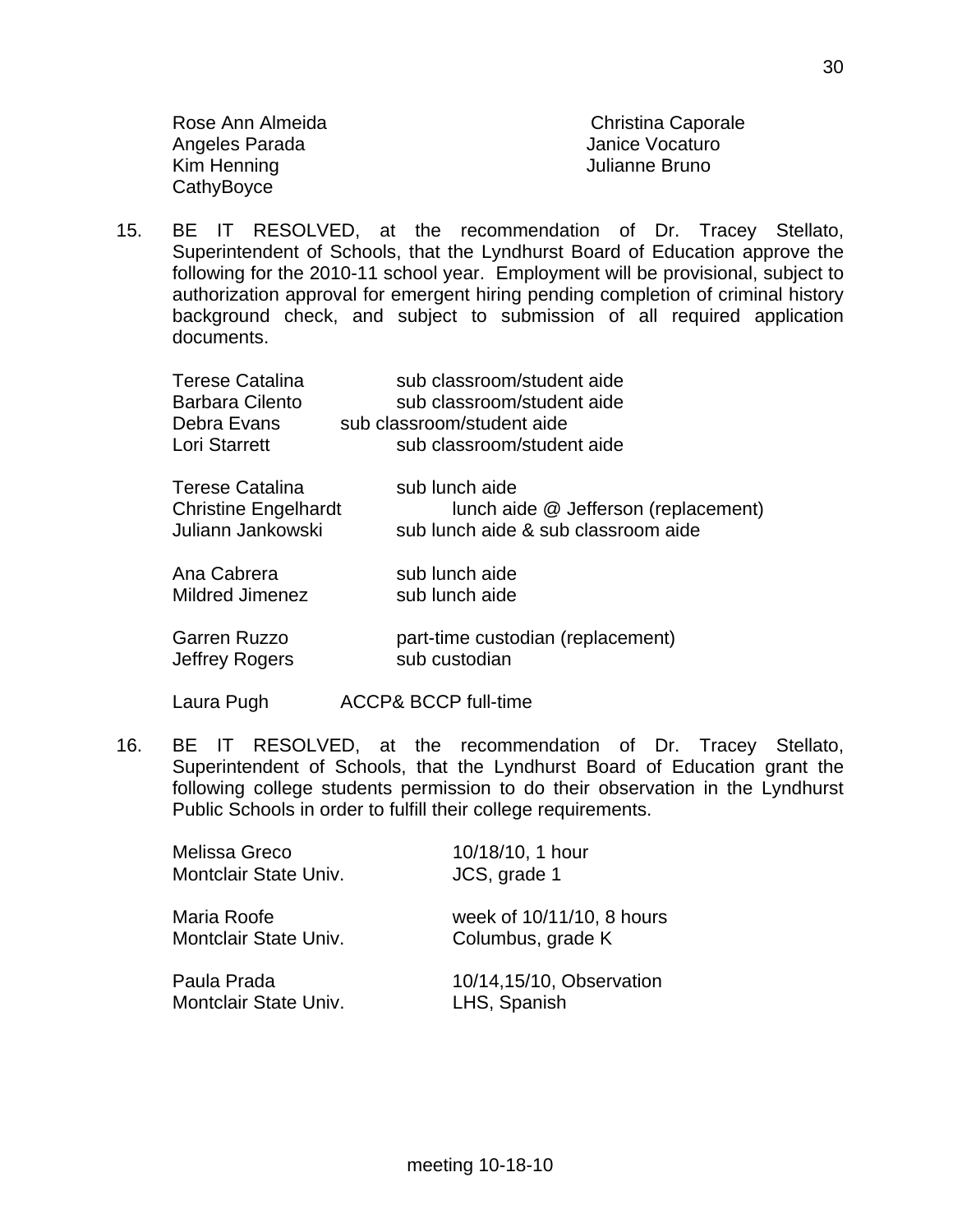Rose Ann Almeida | Christina Caporale
Angeles Parada | Janice Vocaturo
Kim Henning | Julianne Bruno
CathyBoyce

15. BE IT RESOLVED, at the recommendation of Dr. Tracey Stellato, Superintendent of Schools, that the Lyndhurst Board of Education approve the following for the 2010-11 school year. Employment will be provisional, subject to authorization approval for emergent hiring pending completion of criminal history background check, and subject to submission of all required application documents.

    Terese Catalina — sub classroom/student aide
    Barbara Cilento — sub classroom/student aide
    Debra Evans — sub classroom/student aide
    Lori Starrett — sub classroom/student aide

    Terese Catalina — sub lunch aide
    Christine Engelhardt — lunch aide @ Jefferson (replacement)
    Juliann Jankowski — sub lunch aide & sub classroom aide

    Ana Cabrera — sub lunch aide
    Mildred Jimenez — sub lunch aide

    Garren Ruzzo — part-time custodian (replacement)
    Jeffrey Rogers — sub custodian

    Laura Pugh — ACCP& BCCP full-time

16. BE IT RESOLVED, at the recommendation of Dr. Tracey Stellato, Superintendent of Schools, that the Lyndhurst Board of Education grant the following college students permission to do their observation in the Lyndhurst Public Schools in order to fulfill their college requirements.

    Melissa Greco — 10/18/10, 1 hour
    Montclair State Univ. — JCS, grade 1

    Maria Roofe — week of 10/11/10, 8 hours
    Montclair State Univ. — Columbus, grade K

    Paula Prada — 10/14,15/10, Observation
    Montclair State Univ. — LHS, Spanish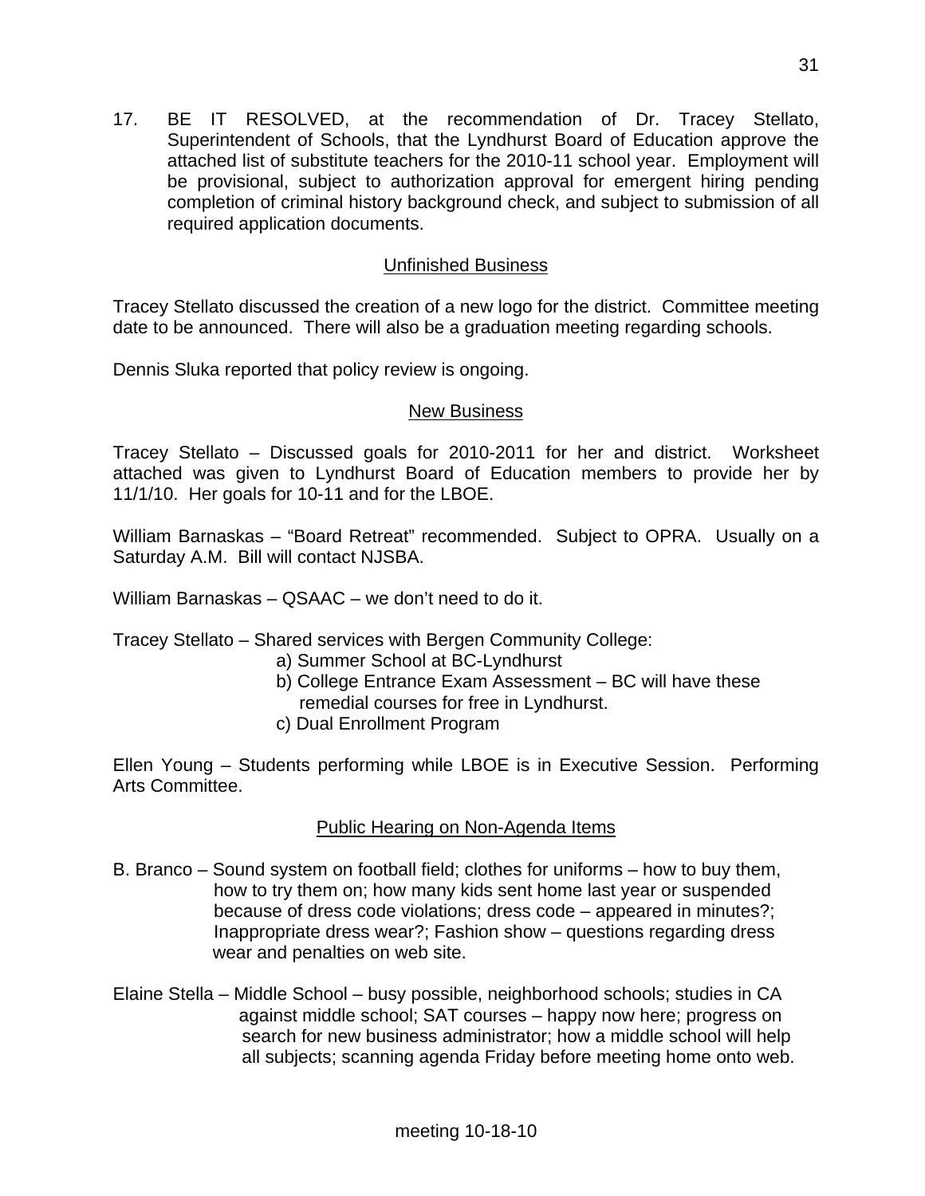17. BE IT RESOLVED, at the recommendation of Dr. Tracey Stellato, Superintendent of Schools, that the Lyndhurst Board of Education approve the attached list of substitute teachers for the 2010-11 school year. Employment will be provisional, subject to authorization approval for emergent hiring pending completion of criminal history background check, and subject to submission of all required application documents.

## Unfinished Business

Tracey Stellato discussed the creation of a new logo for the district. Committee meeting date to be announced. There will also be a graduation meeting regarding schools.

Dennis Sluka reported that policy review is ongoing.

## New Business

Tracey Stellato – Discussed goals for 2010-2011 for her and district. Worksheet attached was given to Lyndhurst Board of Education members to provide her by 11/1/10. Her goals for 10-11 and for the LBOE.

William Barnaskas – "Board Retreat" recommended. Subject to OPRA. Usually on a Saturday A.M. Bill will contact NJSBA.

William Barnaskas – QSAAC – we don't need to do it.

Tracey Stellato – Shared services with Bergen Community College:

a) Summer School at BC-Lyndhurst
b) College Entrance Exam Assessment – BC will have these remedial courses for free in Lyndhurst.
c) Dual Enrollment Program

Ellen Young – Students performing while LBOE is in Executive Session. Performing Arts Committee.

## Public Hearing on Non-Agenda Items

B. Branco – Sound system on football field; clothes for uniforms – how to buy them, how to try them on; how many kids sent home last year or suspended because of dress code violations; dress code – appeared in minutes?; Inappropriate dress wear?; Fashion show – questions regarding dress wear and penalties on web site.

Elaine Stella – Middle School – busy possible, neighborhood schools; studies in CA against middle school; SAT courses – happy now here; progress on search for new business administrator; how a middle school will help all subjects; scanning agenda Friday before meeting home onto web.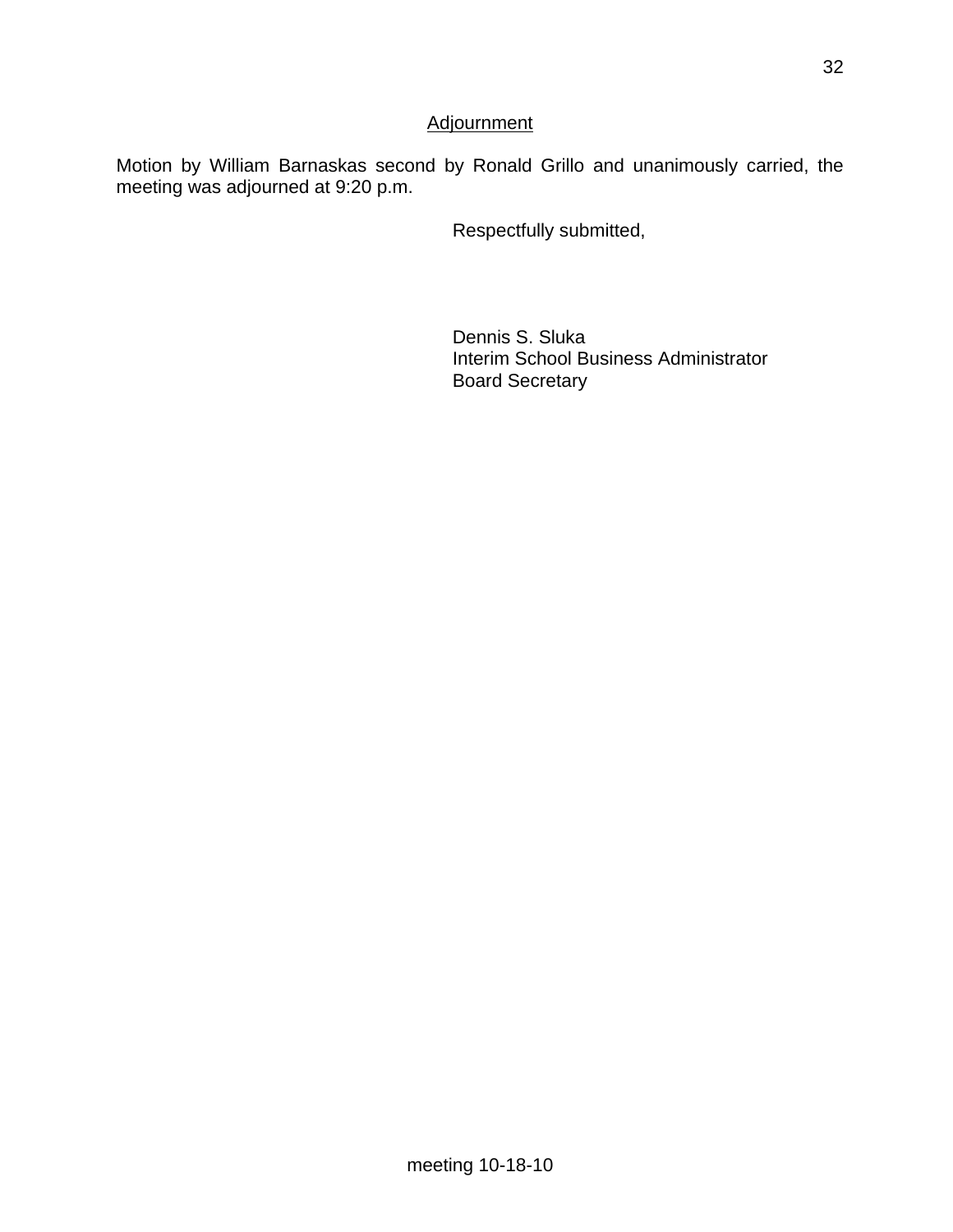## Adjournment

Motion by William Barnaskas second by Ronald Grillo and unanimously carried, the meeting was adjourned at 9:20 p.m.

Respectfully submitted,

Dennis S. Sluka
Interim School Business Administrator
Board Secretary